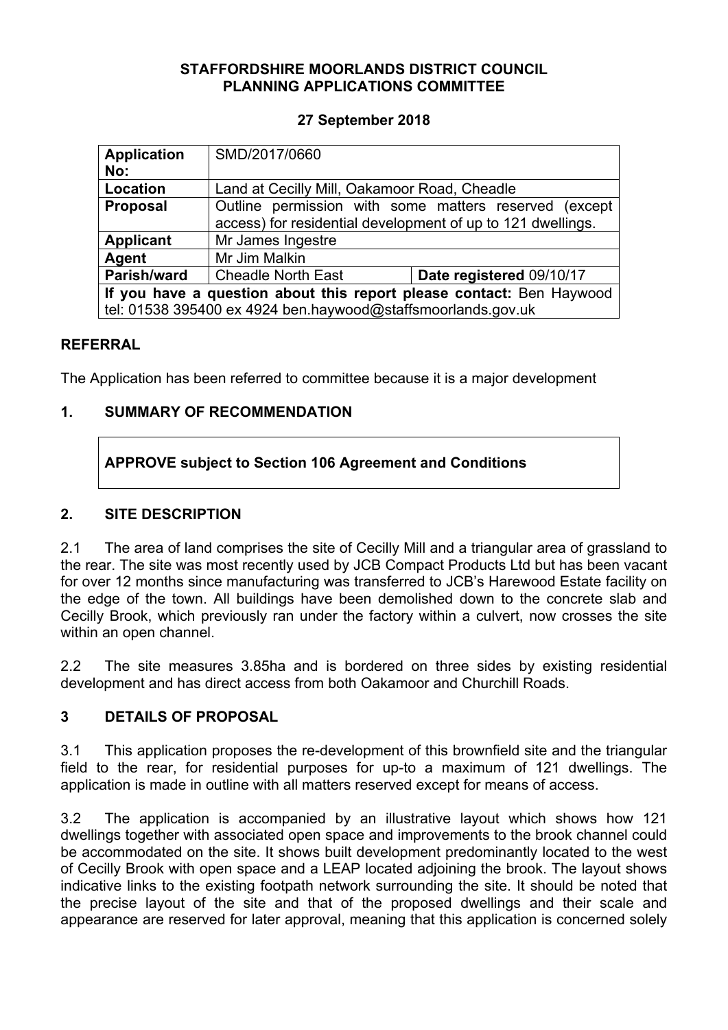**STAFFORDSHIRE MOORLANDS DISTRICT COUNCIL**
**PLANNING APPLICATIONS COMMITTEE**

**27 September 2018**

| **Application No:** | SMD/2017/0660 | |
|---|---|---|
| **Location** | Land at Cecilly Mill, Oakamoor Road, Cheadle | |
| **Proposal** | Outline permission with some matters reserved (except access) for residential development of up to 121 dwellings. | |
| **Applicant** | Mr James Ingestre | |
| **Agent** | Mr Jim Malkin | |
| **Parish/ward** | Cheadle North East | **Date registered** 09/10/17 |
| **If you have a question about this report please contact:** Ben Haywood tel: 01538 395400 ex 4924 ben.haywood@staffsmoorlands.gov.uk | | |

## REFERRAL

The Application has been referred to committee because it is a major development

## 1. SUMMARY OF RECOMMENDATION

**APPROVE subject to Section 106 Agreement and Conditions**

## 2. SITE DESCRIPTION

2.1 The area of land comprises the site of Cecilly Mill and a triangular area of grassland to the rear. The site was most recently used by JCB Compact Products Ltd but has been vacant for over 12 months since manufacturing was transferred to JCB's Harewood Estate facility on the edge of the town. All buildings have been demolished down to the concrete slab and Cecilly Brook, which previously ran under the factory within a culvert, now crosses the site within an open channel.

2.2 The site measures 3.85ha and is bordered on three sides by existing residential development and has direct access from both Oakamoor and Churchill Roads.

## 3 DETAILS OF PROPOSAL

3.1 This application proposes the re-development of this brownfield site and the triangular field to the rear, for residential purposes for up-to a maximum of 121 dwellings. The application is made in outline with all matters reserved except for means of access.

3.2 The application is accompanied by an illustrative layout which shows how 121 dwellings together with associated open space and improvements to the brook channel could be accommodated on the site. It shows built development predominantly located to the west of Cecilly Brook with open space and a LEAP located adjoining the brook. The layout shows indicative links to the existing footpath network surrounding the site. It should be noted that the precise layout of the site and that of the proposed dwellings and their scale and appearance are reserved for later approval, meaning that this application is concerned solely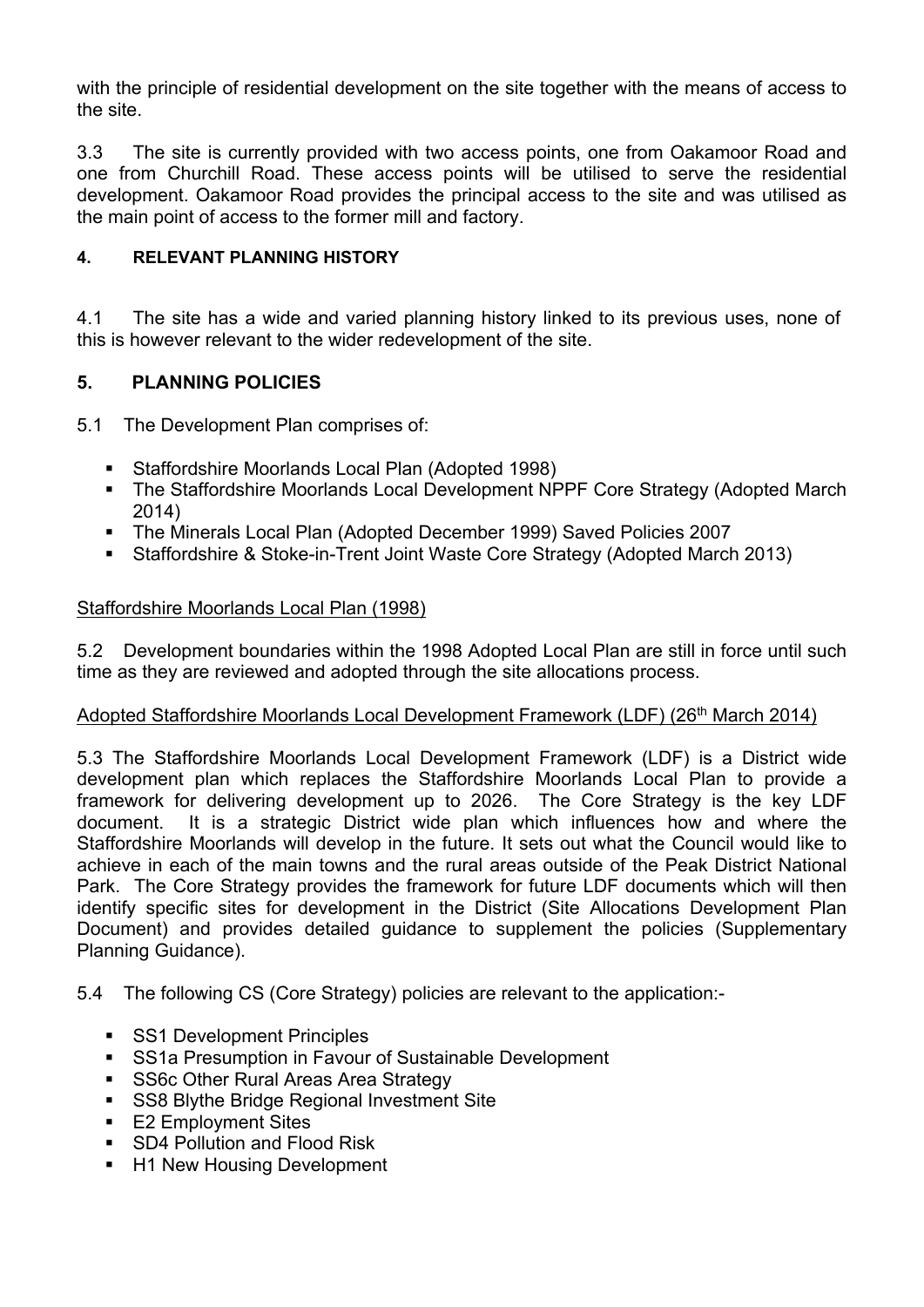with the principle of residential development on the site together with the means of access to the site.

3.3 The site is currently provided with two access points, one from Oakamoor Road and one from Churchill Road. These access points will be utilised to serve the residential development. Oakamoor Road provides the principal access to the site and was utilised as the main point of access to the former mill and factory.

## 4. RELEVANT PLANNING HISTORY

4.1 The site has a wide and varied planning history linked to its previous uses, none of this is however relevant to the wider redevelopment of the site.

## 5. PLANNING POLICIES

5.1 The Development Plan comprises of:

- Staffordshire Moorlands Local Plan (Adopted 1998)
- The Staffordshire Moorlands Local Development NPPF Core Strategy (Adopted March 2014)
- The Minerals Local Plan (Adopted December 1999) Saved Policies 2007
- Staffordshire & Stoke-in-Trent Joint Waste Core Strategy (Adopted March 2013)

Staffordshire Moorlands Local Plan (1998)

5.2 Development boundaries within the 1998 Adopted Local Plan are still in force until such time as they are reviewed and adopted through the site allocations process.

Adopted Staffordshire Moorlands Local Development Framework (LDF) (26th March 2014)

5.3 The Staffordshire Moorlands Local Development Framework (LDF) is a District wide development plan which replaces the Staffordshire Moorlands Local Plan to provide a framework for delivering development up to 2026. The Core Strategy is the key LDF document. It is a strategic District wide plan which influences how and where the Staffordshire Moorlands will develop in the future. It sets out what the Council would like to achieve in each of the main towns and the rural areas outside of the Peak District National Park. The Core Strategy provides the framework for future LDF documents which will then identify specific sites for development in the District (Site Allocations Development Plan Document) and provides detailed guidance to supplement the policies (Supplementary Planning Guidance).

5.4 The following CS (Core Strategy) policies are relevant to the application:-

- SS1 Development Principles
- SS1a Presumption in Favour of Sustainable Development
- SS6c Other Rural Areas Area Strategy
- SS8 Blythe Bridge Regional Investment Site
- E2 Employment Sites
- SD4 Pollution and Flood Risk
- H1 New Housing Development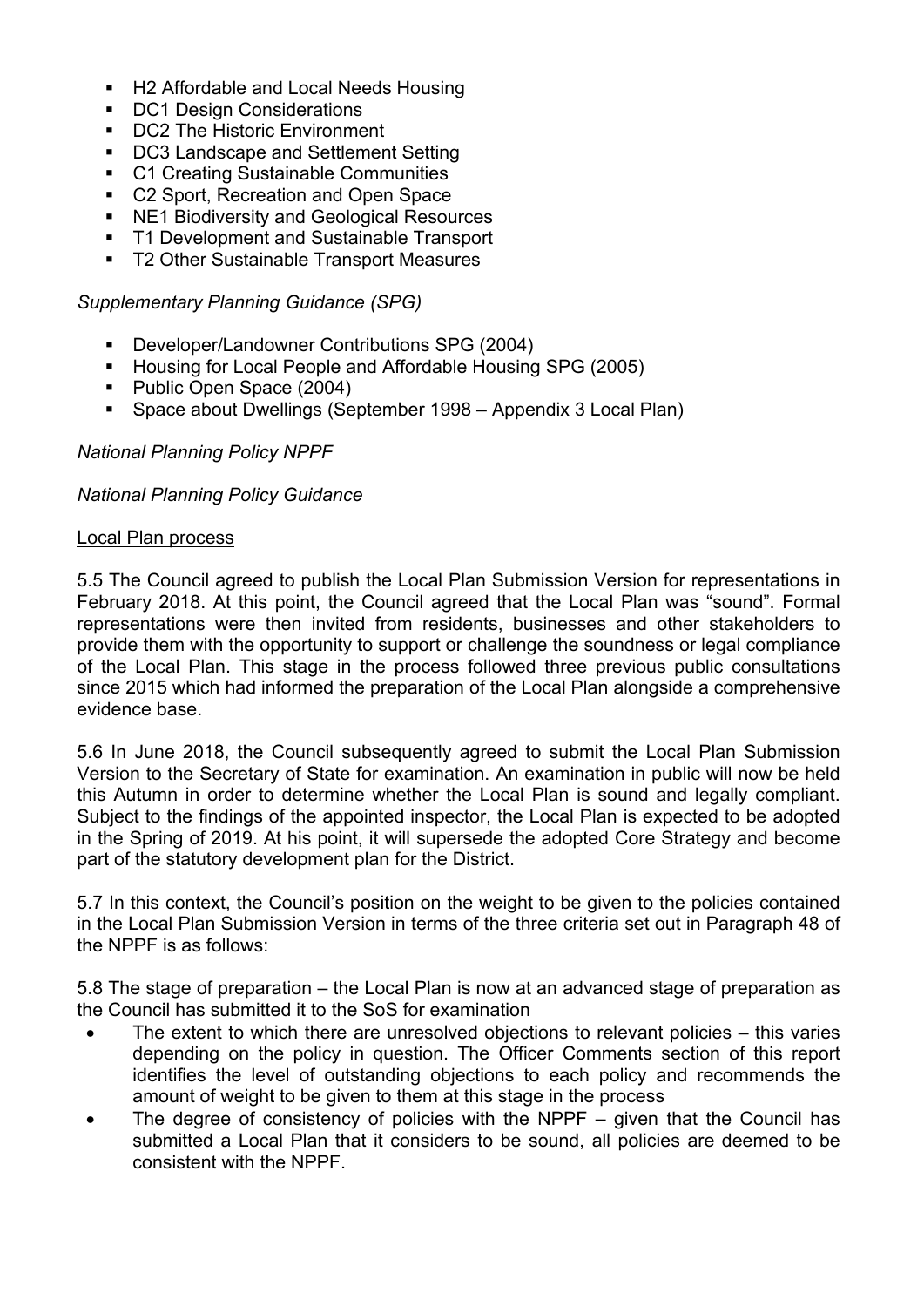- H2 Affordable and Local Needs Housing
- DC1 Design Considerations
- DC2 The Historic Environment
- DC3 Landscape and Settlement Setting
- C1 Creating Sustainable Communities
- C2 Sport, Recreation and Open Space
- NE1 Biodiversity and Geological Resources
- T1 Development and Sustainable Transport
- T2 Other Sustainable Transport Measures

*Supplementary Planning Guidance (SPG)*

- Developer/Landowner Contributions SPG (2004)
- Housing for Local People and Affordable Housing SPG (2005)
- Public Open Space (2004)
- Space about Dwellings (September 1998 – Appendix 3 Local Plan)

*National Planning Policy NPPF*

*National Planning Policy Guidance*

Local Plan process

5.5 The Council agreed to publish the Local Plan Submission Version for representations in February 2018. At this point, the Council agreed that the Local Plan was "sound". Formal representations were then invited from residents, businesses and other stakeholders to provide them with the opportunity to support or challenge the soundness or legal compliance of the Local Plan. This stage in the process followed three previous public consultations since 2015 which had informed the preparation of the Local Plan alongside a comprehensive evidence base.

5.6 In June 2018, the Council subsequently agreed to submit the Local Plan Submission Version to the Secretary of State for examination. An examination in public will now be held this Autumn in order to determine whether the Local Plan is sound and legally compliant. Subject to the findings of the appointed inspector, the Local Plan is expected to be adopted in the Spring of 2019. At his point, it will supersede the adopted Core Strategy and become part of the statutory development plan for the District.

5.7 In this context, the Council's position on the weight to be given to the policies contained in the Local Plan Submission Version in terms of the three criteria set out in Paragraph 48 of the NPPF is as follows:

5.8 The stage of preparation – the Local Plan is now at an advanced stage of preparation as the Council has submitted it to the SoS for examination

- The extent to which there are unresolved objections to relevant policies – this varies depending on the policy in question. The Officer Comments section of this report identifies the level of outstanding objections to each policy and recommends the amount of weight to be given to them at this stage in the process
- The degree of consistency of policies with the NPPF – given that the Council has submitted a Local Plan that it considers to be sound, all policies are deemed to be consistent with the NPPF.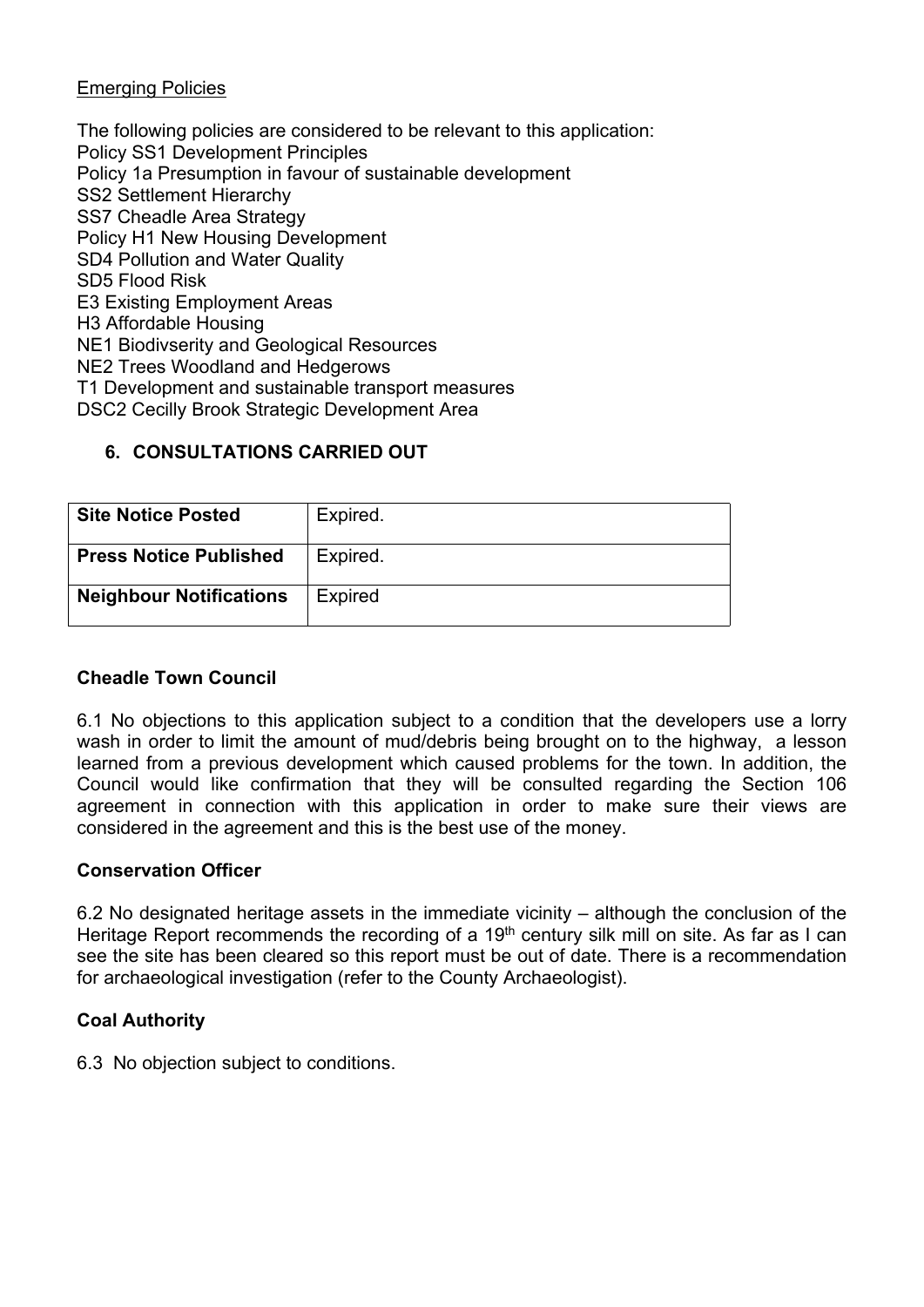Emerging Policies

The following policies are considered to be relevant to this application:
Policy SS1 Development Principles
Policy 1a Presumption in favour of sustainable development
SS2 Settlement Hierarchy
SS7 Cheadle Area Strategy
Policy H1 New Housing Development
SD4 Pollution and Water Quality
SD5 Flood Risk
E3 Existing Employment Areas
H3 Affordable Housing
NE1 Biodivserity and Geological Resources
NE2 Trees Woodland and Hedgerows
T1 Development and sustainable transport measures
DSC2 Cecilly Brook Strategic Development Area

## 6. CONSULTATIONS CARRIED OUT

| | |
|---|---|
| **Site Notice Posted** | Expired. |
| **Press Notice Published** | Expired. |
| **Neighbour Notifications** | Expired |

**Cheadle Town Council**

6.1 No objections to this application subject to a condition that the developers use a lorry wash in order to limit the amount of mud/debris being brought on to the highway, a lesson learned from a previous development which caused problems for the town. In addition, the Council would like confirmation that they will be consulted regarding the Section 106 agreement in connection with this application in order to make sure their views are considered in the agreement and this is the best use of the money.

**Conservation Officer**

6.2 No designated heritage assets in the immediate vicinity – although the conclusion of the Heritage Report recommends the recording of a 19th century silk mill on site. As far as I can see the site has been cleared so this report must be out of date. There is a recommendation for archaeological investigation (refer to the County Archaeologist).

**Coal Authority**

6.3 No objection subject to conditions.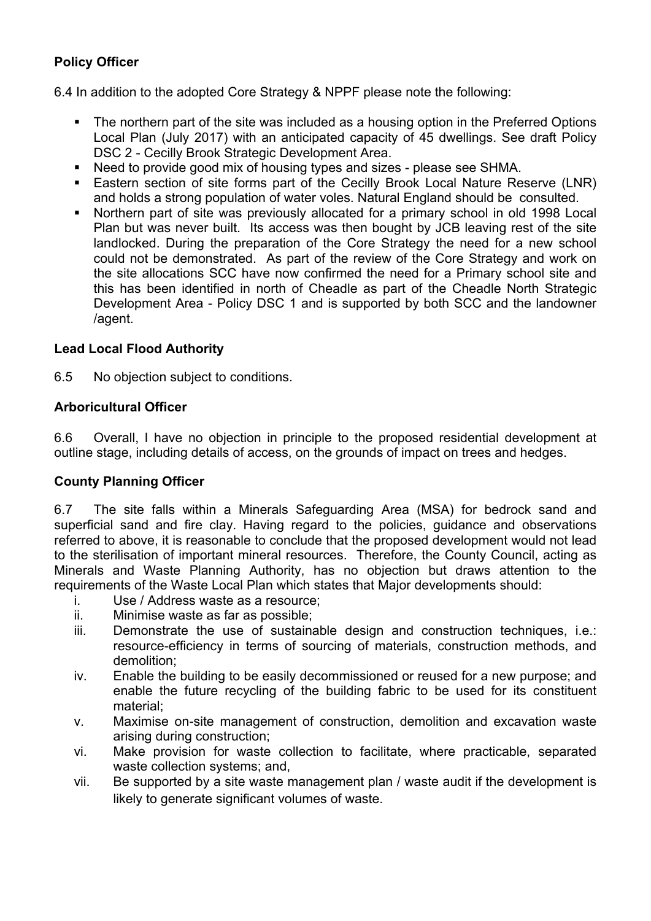**Policy Officer**

6.4 In addition to the adopted Core Strategy & NPPF please note the following:

- The northern part of the site was included as a housing option in the Preferred Options Local Plan (July 2017) with an anticipated capacity of 45 dwellings. See draft Policy DSC 2 - Cecilly Brook Strategic Development Area.
- Need to provide good mix of housing types and sizes - please see SHMA.
- Eastern section of site forms part of the Cecilly Brook Local Nature Reserve (LNR) and holds a strong population of water voles. Natural England should be consulted.
- Northern part of site was previously allocated for a primary school in old 1998 Local Plan but was never built. Its access was then bought by JCB leaving rest of the site landlocked. During the preparation of the Core Strategy the need for a new school could not be demonstrated. As part of the review of the Core Strategy and work on the site allocations SCC have now confirmed the need for a Primary school site and this has been identified in north of Cheadle as part of the Cheadle North Strategic Development Area - Policy DSC 1 and is supported by both SCC and the landowner /agent.

**Lead Local Flood Authority**

6.5 No objection subject to conditions.

**Arboricultural Officer**

6.6 Overall, I have no objection in principle to the proposed residential development at outline stage, including details of access, on the grounds of impact on trees and hedges.

**County Planning Officer**

6.7 The site falls within a Minerals Safeguarding Area (MSA) for bedrock sand and superficial sand and fire clay. Having regard to the policies, guidance and observations referred to above, it is reasonable to conclude that the proposed development would not lead to the sterilisation of important mineral resources. Therefore, the County Council, acting as Minerals and Waste Planning Authority, has no objection but draws attention to the requirements of the Waste Local Plan which states that Major developments should:

i. Use / Address waste as a resource;
ii. Minimise waste as far as possible;
iii. Demonstrate the use of sustainable design and construction techniques, i.e.: resource-efficiency in terms of sourcing of materials, construction methods, and demolition;
iv. Enable the building to be easily decommissioned or reused for a new purpose; and enable the future recycling of the building fabric to be used for its constituent material;
v. Maximise on-site management of construction, demolition and excavation waste arising during construction;
vi. Make provision for waste collection to facilitate, where practicable, separated waste collection systems; and,
vii. Be supported by a site waste management plan / waste audit if the development is likely to generate significant volumes of waste.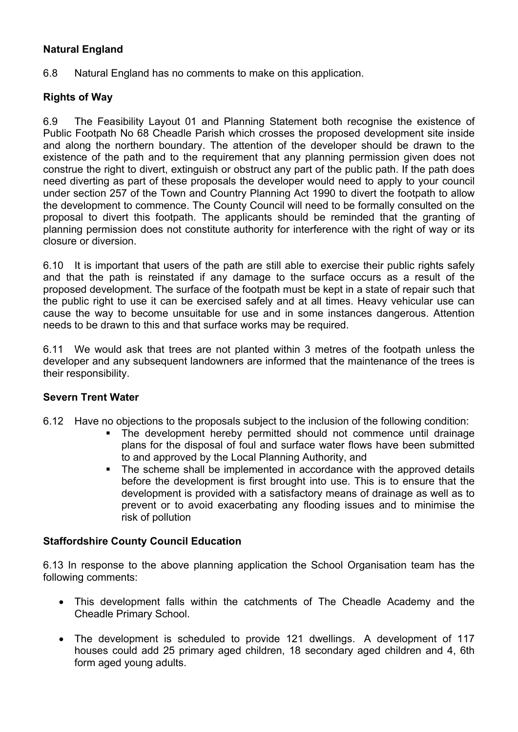**Natural England**

6.8 Natural England has no comments to make on this application.

**Rights of Way**

6.9 The Feasibility Layout 01 and Planning Statement both recognise the existence of Public Footpath No 68 Cheadle Parish which crosses the proposed development site inside and along the northern boundary. The attention of the developer should be drawn to the existence of the path and to the requirement that any planning permission given does not construe the right to divert, extinguish or obstruct any part of the public path. If the path does need diverting as part of these proposals the developer would need to apply to your council under section 257 of the Town and Country Planning Act 1990 to divert the footpath to allow the development to commence. The County Council will need to be formally consulted on the proposal to divert this footpath. The applicants should be reminded that the granting of planning permission does not constitute authority for interference with the right of way or its closure or diversion.

6.10 It is important that users of the path are still able to exercise their public rights safely and that the path is reinstated if any damage to the surface occurs as a result of the proposed development. The surface of the footpath must be kept in a state of repair such that the public right to use it can be exercised safely and at all times. Heavy vehicular use can cause the way to become unsuitable for use and in some instances dangerous. Attention needs to be drawn to this and that surface works may be required.

6.11 We would ask that trees are not planted within 3 metres of the footpath unless the developer and any subsequent landowners are informed that the maintenance of the trees is their responsibility.

**Severn Trent Water**

6.12 Have no objections to the proposals subject to the inclusion of the following condition:

- The development hereby permitted should not commence until drainage plans for the disposal of foul and surface water flows have been submitted to and approved by the Local Planning Authority, and
- The scheme shall be implemented in accordance with the approved details before the development is first brought into use. This is to ensure that the development is provided with a satisfactory means of drainage as well as to prevent or to avoid exacerbating any flooding issues and to minimise the risk of pollution

**Staffordshire County Council Education**

6.13 In response to the above planning application the School Organisation team has the following comments:

- This development falls within the catchments of The Cheadle Academy and the Cheadle Primary School.
- The development is scheduled to provide 121 dwellings. A development of 117 houses could add 25 primary aged children, 18 secondary aged children and 4, 6th form aged young adults.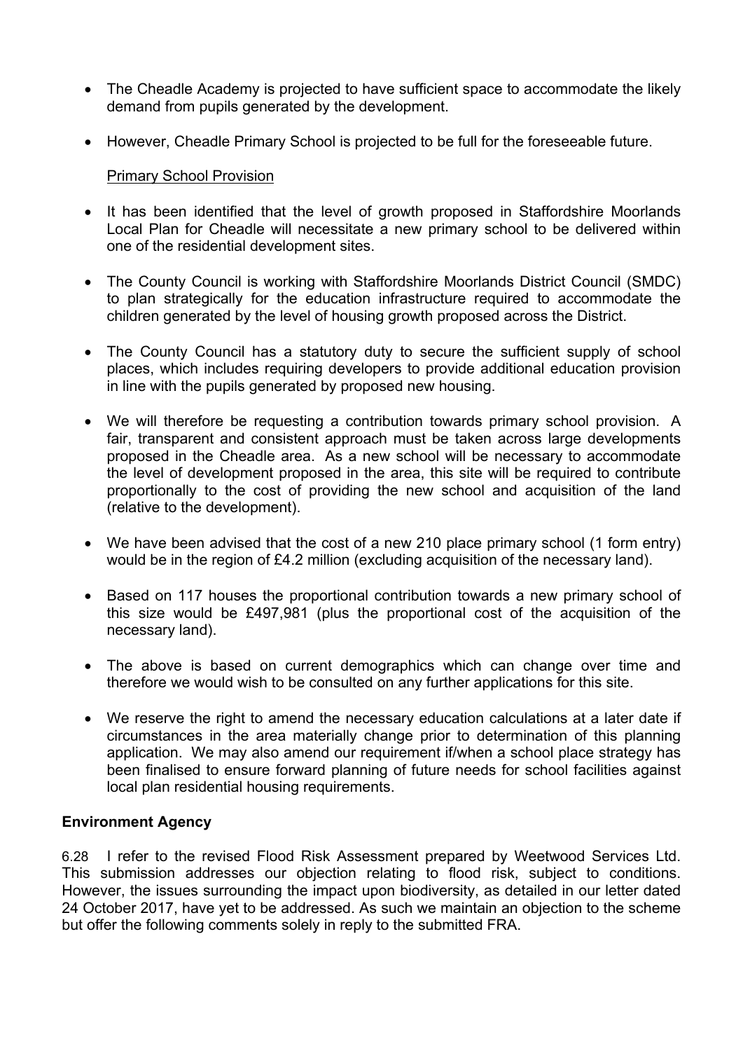- The Cheadle Academy is projected to have sufficient space to accommodate the likely demand from pupils generated by the development.

- However, Cheadle Primary School is projected to be full for the foreseeable future.

Primary School Provision

- It has been identified that the level of growth proposed in Staffordshire Moorlands Local Plan for Cheadle will necessitate a new primary school to be delivered within one of the residential development sites.

- The County Council is working with Staffordshire Moorlands District Council (SMDC) to plan strategically for the education infrastructure required to accommodate the children generated by the level of housing growth proposed across the District.

- The County Council has a statutory duty to secure the sufficient supply of school places, which includes requiring developers to provide additional education provision in line with the pupils generated by proposed new housing.

- We will therefore be requesting a contribution towards primary school provision. A fair, transparent and consistent approach must be taken across large developments proposed in the Cheadle area. As a new school will be necessary to accommodate the level of development proposed in the area, this site will be required to contribute proportionally to the cost of providing the new school and acquisition of the land (relative to the development).

- We have been advised that the cost of a new 210 place primary school (1 form entry) would be in the region of £4.2 million (excluding acquisition of the necessary land).

- Based on 117 houses the proportional contribution towards a new primary school of this size would be £497,981 (plus the proportional cost of the acquisition of the necessary land).

- The above is based on current demographics which can change over time and therefore we would wish to be consulted on any further applications for this site.

- We reserve the right to amend the necessary education calculations at a later date if circumstances in the area materially change prior to determination of this planning application. We may also amend our requirement if/when a school place strategy has been finalised to ensure forward planning of future needs for school facilities against local plan residential housing requirements.

**Environment Agency**

6.28 I refer to the revised Flood Risk Assessment prepared by Weetwood Services Ltd. This submission addresses our objection relating to flood risk, subject to conditions. However, the issues surrounding the impact upon biodiversity, as detailed in our letter dated 24 October 2017, have yet to be addressed. As such we maintain an objection to the scheme but offer the following comments solely in reply to the submitted FRA.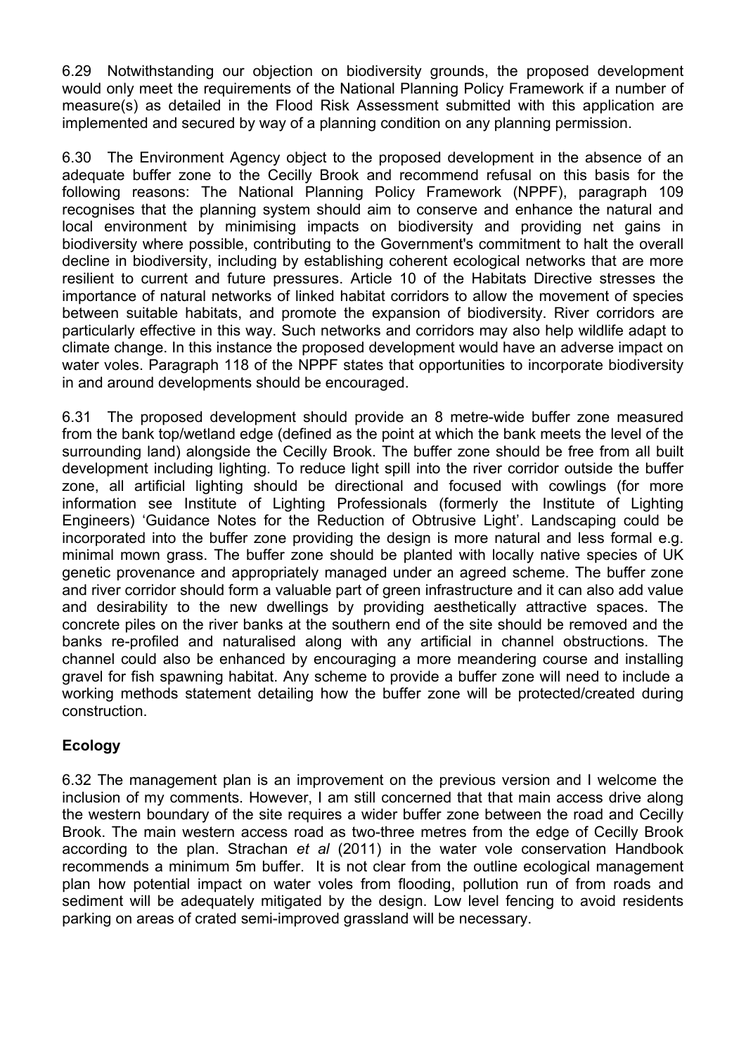6.29 Notwithstanding our objection on biodiversity grounds, the proposed development would only meet the requirements of the National Planning Policy Framework if a number of measure(s) as detailed in the Flood Risk Assessment submitted with this application are implemented and secured by way of a planning condition on any planning permission.

6.30 The Environment Agency object to the proposed development in the absence of an adequate buffer zone to the Cecilly Brook and recommend refusal on this basis for the following reasons: The National Planning Policy Framework (NPPF), paragraph 109 recognises that the planning system should aim to conserve and enhance the natural and local environment by minimising impacts on biodiversity and providing net gains in biodiversity where possible, contributing to the Government's commitment to halt the overall decline in biodiversity, including by establishing coherent ecological networks that are more resilient to current and future pressures. Article 10 of the Habitats Directive stresses the importance of natural networks of linked habitat corridors to allow the movement of species between suitable habitats, and promote the expansion of biodiversity. River corridors are particularly effective in this way. Such networks and corridors may also help wildlife adapt to climate change. In this instance the proposed development would have an adverse impact on water voles. Paragraph 118 of the NPPF states that opportunities to incorporate biodiversity in and around developments should be encouraged.

6.31 The proposed development should provide an 8 metre-wide buffer zone measured from the bank top/wetland edge (defined as the point at which the bank meets the level of the surrounding land) alongside the Cecilly Brook. The buffer zone should be free from all built development including lighting. To reduce light spill into the river corridor outside the buffer zone, all artificial lighting should be directional and focused with cowlings (for more information see Institute of Lighting Professionals (formerly the Institute of Lighting Engineers) 'Guidance Notes for the Reduction of Obtrusive Light'. Landscaping could be incorporated into the buffer zone providing the design is more natural and less formal e.g. minimal mown grass. The buffer zone should be planted with locally native species of UK genetic provenance and appropriately managed under an agreed scheme. The buffer zone and river corridor should form a valuable part of green infrastructure and it can also add value and desirability to the new dwellings by providing aesthetically attractive spaces. The concrete piles on the river banks at the southern end of the site should be removed and the banks re-profiled and naturalised along with any artificial in channel obstructions. The channel could also be enhanced by encouraging a more meandering course and installing gravel for fish spawning habitat. Any scheme to provide a buffer zone will need to include a working methods statement detailing how the buffer zone will be protected/created during construction.

## Ecology

6.32 The management plan is an improvement on the previous version and I welcome the inclusion of my comments. However, I am still concerned that that main access drive along the western boundary of the site requires a wider buffer zone between the road and Cecilly Brook. The main western access road as two-three metres from the edge of Cecilly Brook according to the plan. Strachan *et al* (2011) in the water vole conservation Handbook recommends a minimum 5m buffer. It is not clear from the outline ecological management plan how potential impact on water voles from flooding, pollution run of from roads and sediment will be adequately mitigated by the design. Low level fencing to avoid residents parking on areas of crated semi-improved grassland will be necessary.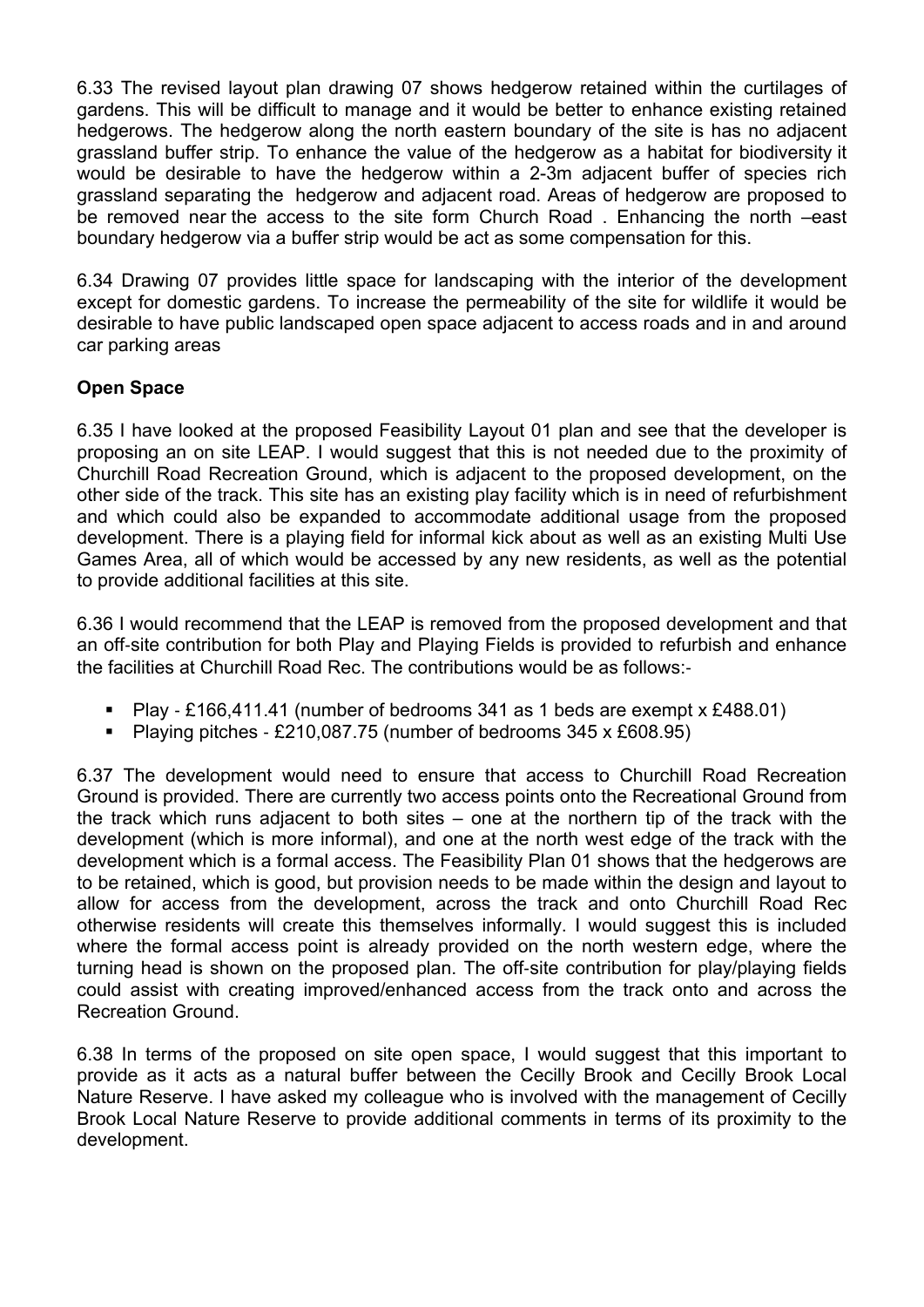6.33 The revised layout plan drawing 07 shows hedgerow retained within the curtilages of gardens. This will be difficult to manage and it would be better to enhance existing retained hedgerows. The hedgerow along the north eastern boundary of the site is has no adjacent grassland buffer strip. To enhance the value of the hedgerow as a habitat for biodiversity it would be desirable to have the hedgerow within a 2-3m adjacent buffer of species rich grassland separating the hedgerow and adjacent road. Areas of hedgerow are proposed to be removed near the access to the site form Church Road . Enhancing the north –east boundary hedgerow via a buffer strip would be act as some compensation for this.

6.34 Drawing 07 provides little space for landscaping with the interior of the development except for domestic gardens. To increase the permeability of the site for wildlife it would be desirable to have public landscaped open space adjacent to access roads and in and around car parking areas

**Open Space**

6.35 I have looked at the proposed Feasibility Layout 01 plan and see that the developer is proposing an on site LEAP. I would suggest that this is not needed due to the proximity of Churchill Road Recreation Ground, which is adjacent to the proposed development, on the other side of the track. This site has an existing play facility which is in need of refurbishment and which could also be expanded to accommodate additional usage from the proposed development. There is a playing field for informal kick about as well as an existing Multi Use Games Area, all of which would be accessed by any new residents, as well as the potential to provide additional facilities at this site.

6.36 I would recommend that the LEAP is removed from the proposed development and that an off-site contribution for both Play and Playing Fields is provided to refurbish and enhance the facilities at Churchill Road Rec. The contributions would be as follows:-

- Play - £166,411.41 (number of bedrooms 341 as 1 beds are exempt x £488.01)
- Playing pitches - £210,087.75 (number of bedrooms 345 x £608.95)

6.37 The development would need to ensure that access to Churchill Road Recreation Ground is provided. There are currently two access points onto the Recreational Ground from the track which runs adjacent to both sites – one at the northern tip of the track with the development (which is more informal), and one at the north west edge of the track with the development which is a formal access. The Feasibility Plan 01 shows that the hedgerows are to be retained, which is good, but provision needs to be made within the design and layout to allow for access from the development, across the track and onto Churchill Road Rec otherwise residents will create this themselves informally. I would suggest this is included where the formal access point is already provided on the north western edge, where the turning head is shown on the proposed plan. The off-site contribution for play/playing fields could assist with creating improved/enhanced access from the track onto and across the Recreation Ground.

6.38 In terms of the proposed on site open space, I would suggest that this important to provide as it acts as a natural buffer between the Cecilly Brook and Cecilly Brook Local Nature Reserve. I have asked my colleague who is involved with the management of Cecilly Brook Local Nature Reserve to provide additional comments in terms of its proximity to the development.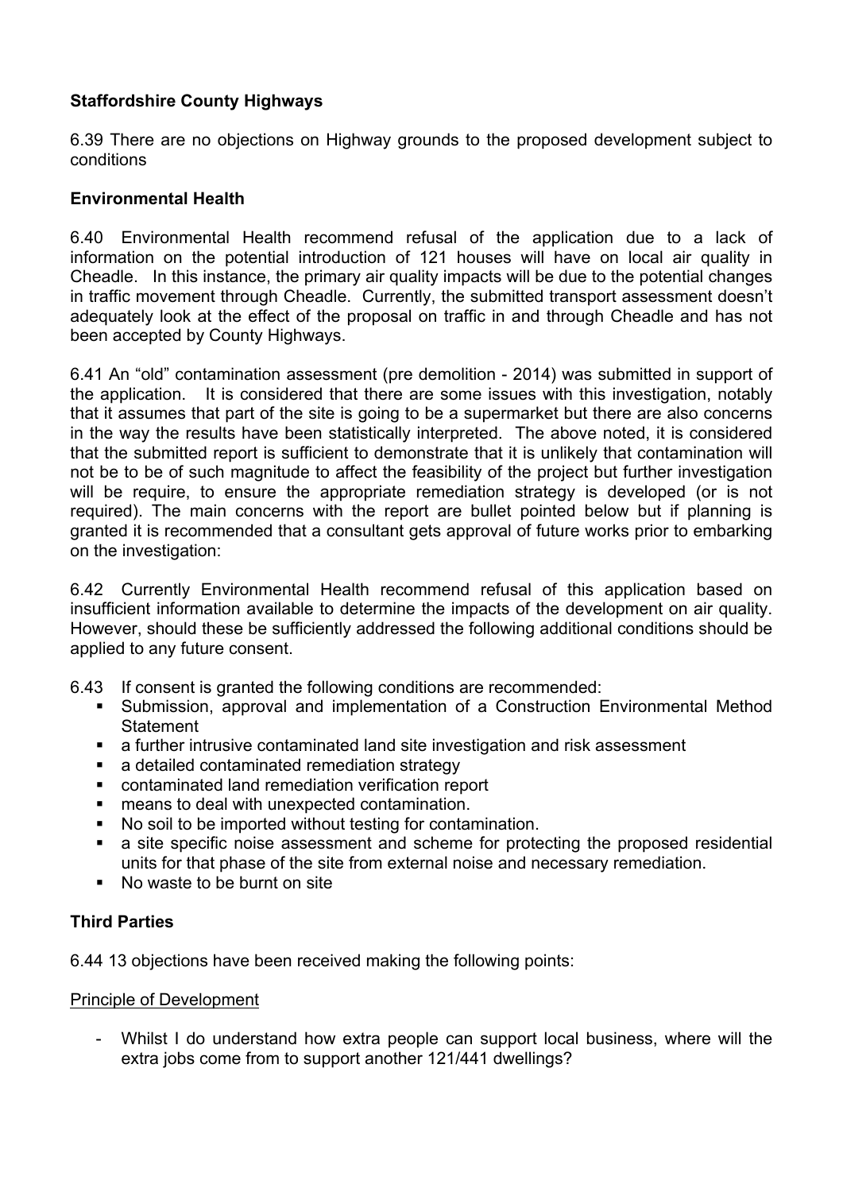**Staffordshire County Highways**

6.39 There are no objections on Highway grounds to the proposed development subject to conditions

**Environmental Health**

6.40 Environmental Health recommend refusal of the application due to a lack of information on the potential introduction of 121 houses will have on local air quality in Cheadle. In this instance, the primary air quality impacts will be due to the potential changes in traffic movement through Cheadle. Currently, the submitted transport assessment doesn't adequately look at the effect of the proposal on traffic in and through Cheadle and has not been accepted by County Highways.

6.41 An "old" contamination assessment (pre demolition - 2014) was submitted in support of the application. It is considered that there are some issues with this investigation, notably that it assumes that part of the site is going to be a supermarket but there are also concerns in the way the results have been statistically interpreted. The above noted, it is considered that the submitted report is sufficient to demonstrate that it is unlikely that contamination will not be to be of such magnitude to affect the feasibility of the project but further investigation will be require, to ensure the appropriate remediation strategy is developed (or is not required). The main concerns with the report are bullet pointed below but if planning is granted it is recommended that a consultant gets approval of future works prior to embarking on the investigation:

6.42 Currently Environmental Health recommend refusal of this application based on insufficient information available to determine the impacts of the development on air quality. However, should these be sufficiently addressed the following additional conditions should be applied to any future consent.

6.43 If consent is granted the following conditions are recommended:

- Submission, approval and implementation of a Construction Environmental Method Statement
- a further intrusive contaminated land site investigation and risk assessment
- a detailed contaminated remediation strategy
- contaminated land remediation verification report
- means to deal with unexpected contamination.
- No soil to be imported without testing for contamination.
- a site specific noise assessment and scheme for protecting the proposed residential units for that phase of the site from external noise and necessary remediation.
- No waste to be burnt on site

**Third Parties**

6.44 13 objections have been received making the following points:

Principle of Development

- Whilst I do understand how extra people can support local business, where will the extra jobs come from to support another 121/441 dwellings?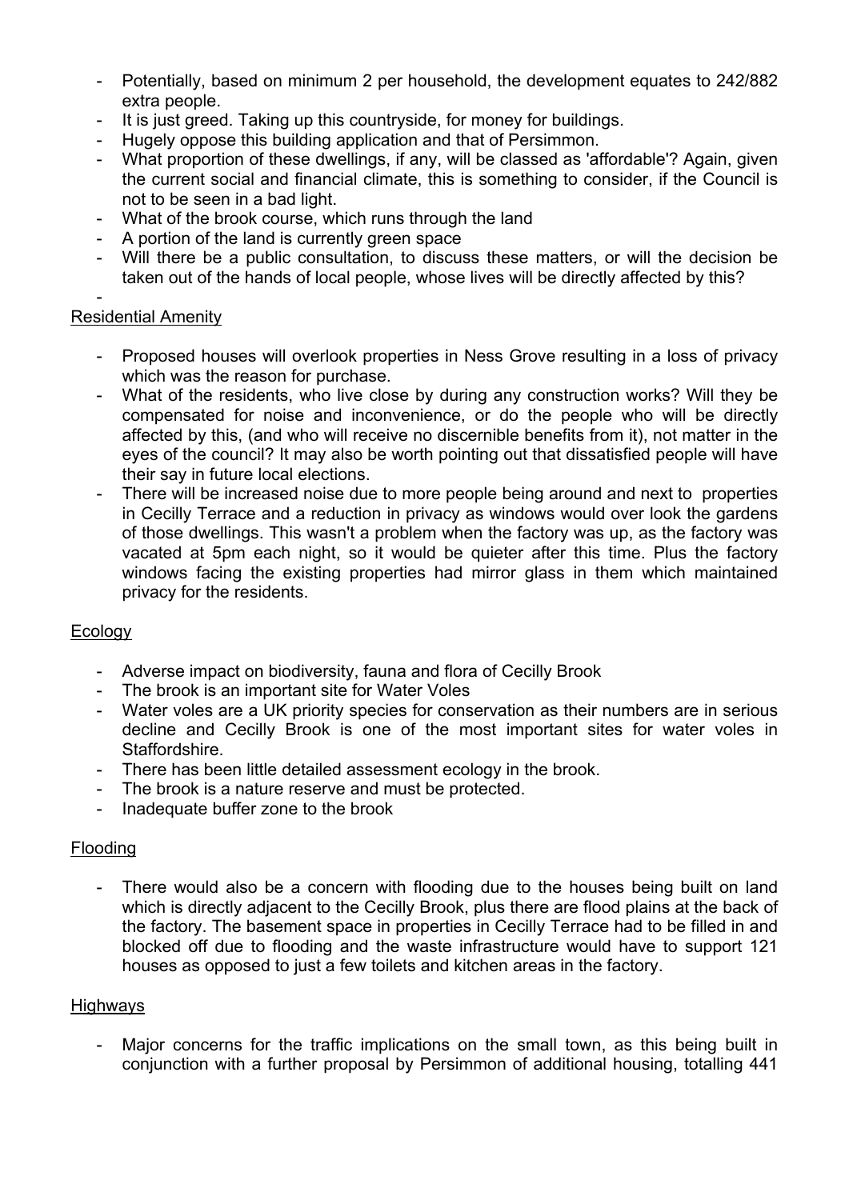- Potentially, based on minimum 2 per household, the development equates to 242/882 extra people.
- It is just greed. Taking up this countryside, for money for buildings.
- Hugely oppose this building application and that of Persimmon.
- What proportion of these dwellings, if any, will be classed as 'affordable'? Again, given the current social and financial climate, this is something to consider, if the Council is not to be seen in a bad light.
- What of the brook course, which runs through the land
- A portion of the land is currently green space
- Will there be a public consultation, to discuss these matters, or will the decision be taken out of the hands of local people, whose lives will be directly affected by this?
-

Residential Amenity

- Proposed houses will overlook properties in Ness Grove resulting in a loss of privacy which was the reason for purchase.
- What of the residents, who live close by during any construction works? Will they be compensated for noise and inconvenience, or do the people who will be directly affected by this, (and who will receive no discernible benefits from it), not matter in the eyes of the council? It may also be worth pointing out that dissatisfied people will have their say in future local elections.
- There will be increased noise due to more people being around and next to properties in Cecilly Terrace and a reduction in privacy as windows would over look the gardens of those dwellings. This wasn't a problem when the factory was up, as the factory was vacated at 5pm each night, so it would be quieter after this time. Plus the factory windows facing the existing properties had mirror glass in them which maintained privacy for the residents.

Ecology

- Adverse impact on biodiversity, fauna and flora of Cecilly Brook
- The brook is an important site for Water Voles
- Water voles are a UK priority species for conservation as their numbers are in serious decline and Cecilly Brook is one of the most important sites for water voles in Staffordshire.
- There has been little detailed assessment ecology in the brook.
- The brook is a nature reserve and must be protected.
- Inadequate buffer zone to the brook

Flooding

- There would also be a concern with flooding due to the houses being built on land which is directly adjacent to the Cecilly Brook, plus there are flood plains at the back of the factory. The basement space in properties in Cecilly Terrace had to be filled in and blocked off due to flooding and the waste infrastructure would have to support 121 houses as opposed to just a few toilets and kitchen areas in the factory.

Highways

- Major concerns for the traffic implications on the small town, as this being built in conjunction with a further proposal by Persimmon of additional housing, totalling 441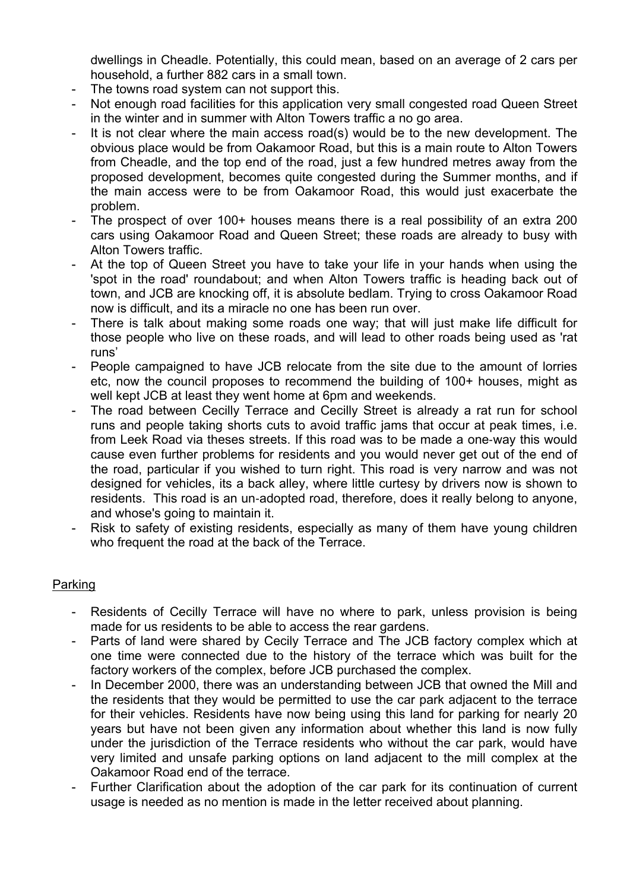dwellings in Cheadle. Potentially, this could mean, based on an average of 2 cars per household, a further 882 cars in a small town.

- The towns road system can not support this.
- Not enough road facilities for this application very small congested road Queen Street in the winter and in summer with Alton Towers traffic a no go area.
- It is not clear where the main access road(s) would be to the new development. The obvious place would be from Oakamoor Road, but this is a main route to Alton Towers from Cheadle, and the top end of the road, just a few hundred metres away from the proposed development, becomes quite congested during the Summer months, and if the main access were to be from Oakamoor Road, this would just exacerbate the problem.
- The prospect of over 100+ houses means there is a real possibility of an extra 200 cars using Oakamoor Road and Queen Street; these roads are already to busy with Alton Towers traffic.
- At the top of Queen Street you have to take your life in your hands when using the 'spot in the road' roundabout; and when Alton Towers traffic is heading back out of town, and JCB are knocking off, it is absolute bedlam. Trying to cross Oakamoor Road now is difficult, and its a miracle no one has been run over.
- There is talk about making some roads one way; that will just make life difficult for those people who live on these roads, and will lead to other roads being used as 'rat runs'
- People campaigned to have JCB relocate from the site due to the amount of lorries etc, now the council proposes to recommend the building of 100+ houses, might as well kept JCB at least they went home at 6pm and weekends.
- The road between Cecilly Terrace and Cecilly Street is already a rat run for school runs and people taking shorts cuts to avoid traffic jams that occur at peak times, i.e. from Leek Road via theses streets. If this road was to be made a one-way this would cause even further problems for residents and you would never get out of the end of the road, particular if you wished to turn right. This road is very narrow and was not designed for vehicles, its a back alley, where little curtesy by drivers now is shown to residents. This road is an un-adopted road, therefore, does it really belong to anyone, and whose's going to maintain it.
- Risk to safety of existing residents, especially as many of them have young children who frequent the road at the back of the Terrace.

Parking

- Residents of Cecilly Terrace will have no where to park, unless provision is being made for us residents to be able to access the rear gardens.
- Parts of land were shared by Cecily Terrace and The JCB factory complex which at one time were connected due to the history of the terrace which was built for the factory workers of the complex, before JCB purchased the complex.
- In December 2000, there was an understanding between JCB that owned the Mill and the residents that they would be permitted to use the car park adjacent to the terrace for their vehicles. Residents have now being using this land for parking for nearly 20 years but have not been given any information about whether this land is now fully under the jurisdiction of the Terrace residents who without the car park, would have very limited and unsafe parking options on land adjacent to the mill complex at the Oakamoor Road end of the terrace.
- Further Clarification about the adoption of the car park for its continuation of current usage is needed as no mention is made in the letter received about planning.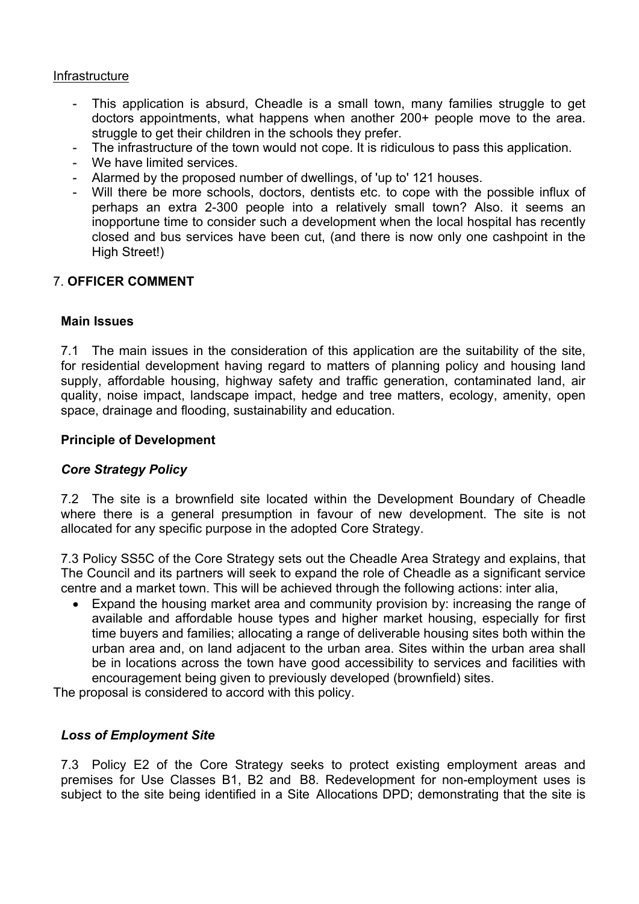Infrastructure

- This application is absurd, Cheadle is a small town, many families struggle to get doctors appointments, what happens when another 200+ people move to the area. struggle to get their children in the schools they prefer.
- The infrastructure of the town would not cope. It is ridiculous to pass this application.
- We have limited services.
- Alarmed by the proposed number of dwellings, of 'up to' 121 houses.
- Will there be more schools, doctors, dentists etc. to cope with the possible influx of perhaps an extra 2-300 people into a relatively small town? Also. it seems an inopportune time to consider such a development when the local hospital has recently closed and bus services have been cut, (and there is now only one cashpoint in the High Street!)

## 7. **OFFICER COMMENT**

### Main Issues

7.1 The main issues in the consideration of this application are the suitability of the site, for residential development having regard to matters of planning policy and housing land supply, affordable housing, highway safety and traffic generation, contaminated land, air quality, noise impact, landscape impact, hedge and tree matters, ecology, amenity, open space, drainage and flooding, sustainability and education.

### Principle of Development

#### *Core Strategy Policy*

7.2 The site is a brownfield site located within the Development Boundary of Cheadle where there is a general presumption in favour of new development. The site is not allocated for any specific purpose in the adopted Core Strategy.

7.3 Policy SS5C of the Core Strategy sets out the Cheadle Area Strategy and explains, that The Council and its partners will seek to expand the role of Cheadle as a significant service centre and a market town. This will be achieved through the following actions: inter alia,

- Expand the housing market area and community provision by: increasing the range of available and affordable house types and higher market housing, especially for first time buyers and families; allocating a range of deliverable housing sites both within the urban area and, on land adjacent to the urban area. Sites within the urban area shall be in locations across the town have good accessibility to services and facilities with encouragement being given to previously developed (brownfield) sites.

The proposal is considered to accord with this policy.

#### *Loss of Employment Site*

7.3 Policy E2 of the Core Strategy seeks to protect existing employment areas and premises for Use Classes B1, B2 and B8. Redevelopment for non-employment uses is subject to the site being identified in a Site Allocations DPD; demonstrating that the site is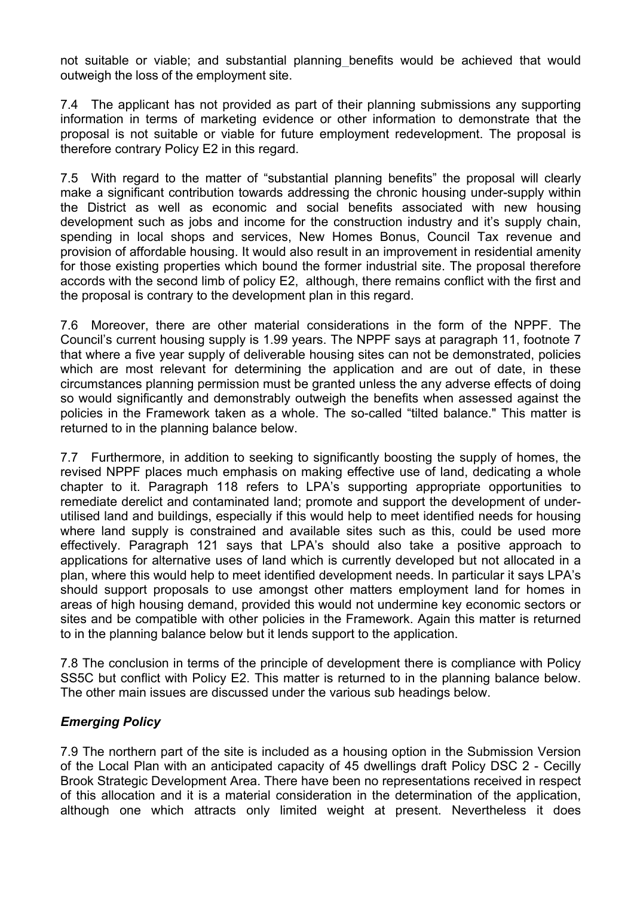not suitable or viable; and substantial planning_benefits would be achieved that would outweigh the loss of the employment site.

7.4 The applicant has not provided as part of their planning submissions any supporting information in terms of marketing evidence or other information to demonstrate that the proposal is not suitable or viable for future employment redevelopment. The proposal is therefore contrary Policy E2 in this regard.

7.5 With regard to the matter of "substantial planning benefits" the proposal will clearly make a significant contribution towards addressing the chronic housing under-supply within the District as well as economic and social benefits associated with new housing development such as jobs and income for the construction industry and it's supply chain, spending in local shops and services, New Homes Bonus, Council Tax revenue and provision of affordable housing. It would also result in an improvement in residential amenity for those existing properties which bound the former industrial site. The proposal therefore accords with the second limb of policy E2, although, there remains conflict with the first and the proposal is contrary to the development plan in this regard.

7.6 Moreover, there are other material considerations in the form of the NPPF. The Council's current housing supply is 1.99 years. The NPPF says at paragraph 11, footnote 7 that where a five year supply of deliverable housing sites can not be demonstrated, policies which are most relevant for determining the application and are out of date, in these circumstances planning permission must be granted unless the any adverse effects of doing so would significantly and demonstrably outweigh the benefits when assessed against the policies in the Framework taken as a whole. The so-called "tilted balance." This matter is returned to in the planning balance below.

7.7 Furthermore, in addition to seeking to significantly boosting the supply of homes, the revised NPPF places much emphasis on making effective use of land, dedicating a whole chapter to it. Paragraph 118 refers to LPA's supporting appropriate opportunities to remediate derelict and contaminated land; promote and support the development of under-utilised land and buildings, especially if this would help to meet identified needs for housing where land supply is constrained and available sites such as this, could be used more effectively. Paragraph 121 says that LPA's should also take a positive approach to applications for alternative uses of land which is currently developed but not allocated in a plan, where this would help to meet identified development needs. In particular it says LPA's should support proposals to use amongst other matters employment land for homes in areas of high housing demand, provided this would not undermine key economic sectors or sites and be compatible with other policies in the Framework. Again this matter is returned to in the planning balance below but it lends support to the application.

7.8 The conclusion in terms of the principle of development there is compliance with Policy SS5C but conflict with Policy E2. This matter is returned to in the planning balance below. The other main issues are discussed under the various sub headings below.

***Emerging Policy***

7.9 The northern part of the site is included as a housing option in the Submission Version of the Local Plan with an anticipated capacity of 45 dwellings draft Policy DSC 2 - Cecilly Brook Strategic Development Area. There have been no representations received in respect of this allocation and it is a material consideration in the determination of the application, although one which attracts only limited weight at present. Nevertheless it does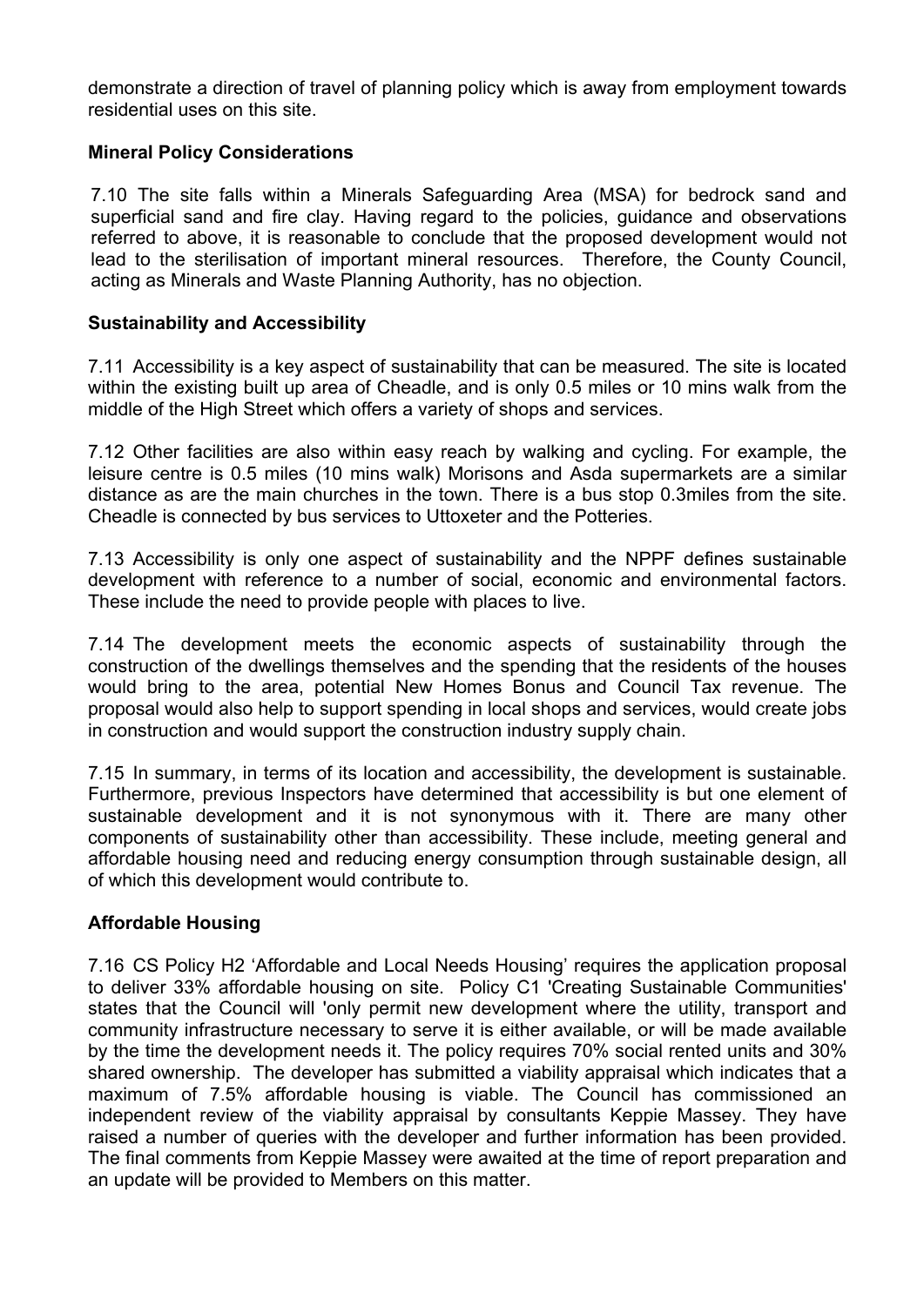demonstrate a direction of travel of planning policy which is away from employment towards residential uses on this site.

**Mineral Policy Considerations**

7.10 The site falls within a Minerals Safeguarding Area (MSA) for bedrock sand and superficial sand and fire clay. Having regard to the policies, guidance and observations referred to above, it is reasonable to conclude that the proposed development would not lead to the sterilisation of important mineral resources. Therefore, the County Council, acting as Minerals and Waste Planning Authority, has no objection.

**Sustainability and Accessibility**

7.11 Accessibility is a key aspect of sustainability that can be measured. The site is located within the existing built up area of Cheadle, and is only 0.5 miles or 10 mins walk from the middle of the High Street which offers a variety of shops and services.

7.12 Other facilities are also within easy reach by walking and cycling. For example, the leisure centre is 0.5 miles (10 mins walk) Morisons and Asda supermarkets are a similar distance as are the main churches in the town. There is a bus stop 0.3miles from the site. Cheadle is connected by bus services to Uttoxeter and the Potteries.

7.13 Accessibility is only one aspect of sustainability and the NPPF defines sustainable development with reference to a number of social, economic and environmental factors. These include the need to provide people with places to live.

7.14 The development meets the economic aspects of sustainability through the construction of the dwellings themselves and the spending that the residents of the houses would bring to the area, potential New Homes Bonus and Council Tax revenue. The proposal would also help to support spending in local shops and services, would create jobs in construction and would support the construction industry supply chain.

7.15 In summary, in terms of its location and accessibility, the development is sustainable. Furthermore, previous Inspectors have determined that accessibility is but one element of sustainable development and it is not synonymous with it. There are many other components of sustainability other than accessibility. These include, meeting general and affordable housing need and reducing energy consumption through sustainable design, all of which this development would contribute to.

**Affordable Housing**

7.16 CS Policy H2 'Affordable and Local Needs Housing' requires the application proposal to deliver 33% affordable housing on site. Policy C1 'Creating Sustainable Communities' states that the Council will 'only permit new development where the utility, transport and community infrastructure necessary to serve it is either available, or will be made available by the time the development needs it. The policy requires 70% social rented units and 30% shared ownership. The developer has submitted a viability appraisal which indicates that a maximum of 7.5% affordable housing is viable. The Council has commissioned an independent review of the viability appraisal by consultants Keppie Massey. They have raised a number of queries with the developer and further information has been provided. The final comments from Keppie Massey were awaited at the time of report preparation and an update will be provided to Members on this matter.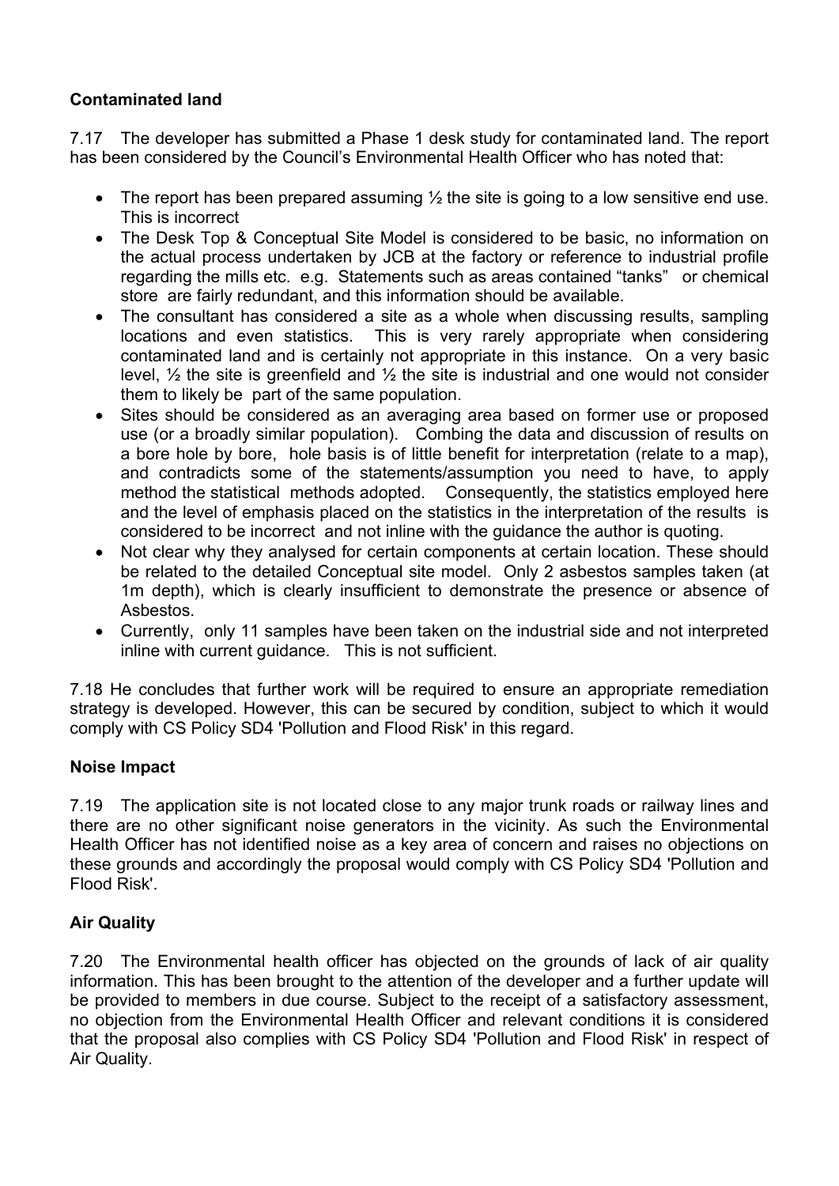**Contaminated land**

7.17 The developer has submitted a Phase 1 desk study for contaminated land. The report has been considered by the Council's Environmental Health Officer who has noted that:

- The report has been prepared assuming ½ the site is going to a low sensitive end use. This is incorrect
- The Desk Top & Conceptual Site Model is considered to be basic, no information on the actual process undertaken by JCB at the factory or reference to industrial profile regarding the mills etc. e.g. Statements such as areas contained "tanks" or chemical store are fairly redundant, and this information should be available.
- The consultant has considered a site as a whole when discussing results, sampling locations and even statistics. This is very rarely appropriate when considering contaminated land and is certainly not appropriate in this instance. On a very basic level, ½ the site is greenfield and ½ the site is industrial and one would not consider them to likely be part of the same population.
- Sites should be considered as an averaging area based on former use or proposed use (or a broadly similar population). Combing the data and discussion of results on a bore hole by bore, hole basis is of little benefit for interpretation (relate to a map), and contradicts some of the statements/assumption you need to have, to apply method the statistical methods adopted. Consequently, the statistics employed here and the level of emphasis placed on the statistics in the interpretation of the results is considered to be incorrect and not inline with the guidance the author is quoting.
- Not clear why they analysed for certain components at certain location. These should be related to the detailed Conceptual site model. Only 2 asbestos samples taken (at 1m depth), which is clearly insufficient to demonstrate the presence or absence of Asbestos.
- Currently, only 11 samples have been taken on the industrial side and not interpreted inline with current guidance. This is not sufficient.

7.18 He concludes that further work will be required to ensure an appropriate remediation strategy is developed. However, this can be secured by condition, subject to which it would comply with CS Policy SD4 'Pollution and Flood Risk' in this regard.

**Noise Impact**

7.19 The application site is not located close to any major trunk roads or railway lines and there are no other significant noise generators in the vicinity. As such the Environmental Health Officer has not identified noise as a key area of concern and raises no objections on these grounds and accordingly the proposal would comply with CS Policy SD4 'Pollution and Flood Risk'.

**Air Quality**

7.20 The Environmental health officer has objected on the grounds of lack of air quality information. This has been brought to the attention of the developer and a further update will be provided to members in due course. Subject to the receipt of a satisfactory assessment, no objection from the Environmental Health Officer and relevant conditions it is considered that the proposal also complies with CS Policy SD4 'Pollution and Flood Risk' in respect of Air Quality.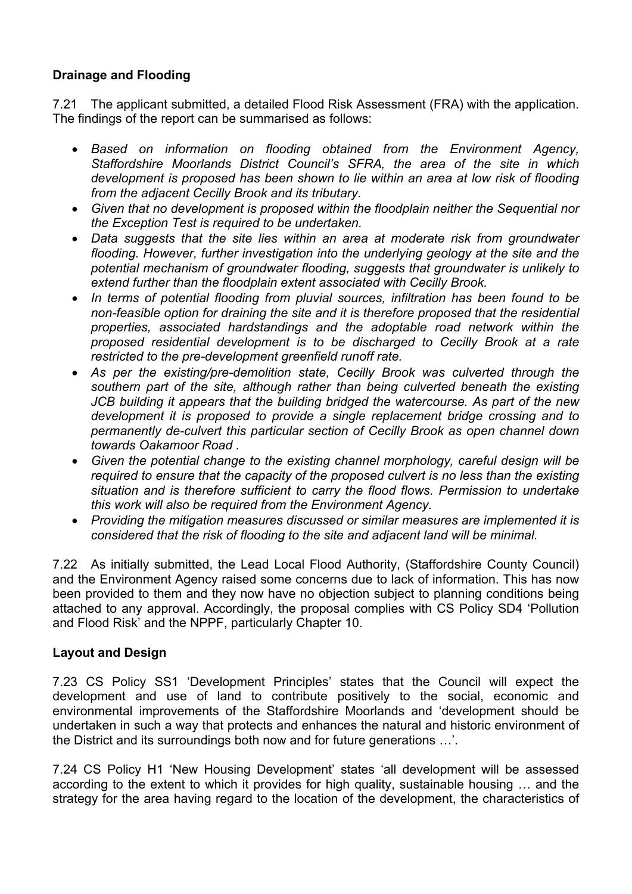**Drainage and Flooding**

7.21 The applicant submitted, a detailed Flood Risk Assessment (FRA) with the application. The findings of the report can be summarised as follows:

- *Based on information on flooding obtained from the Environment Agency, Staffordshire Moorlands District Council's SFRA, the area of the site in which development is proposed has been shown to lie within an area at low risk of flooding from the adjacent Cecilly Brook and its tributary.*
- *Given that no development is proposed within the floodplain neither the Sequential nor the Exception Test is required to be undertaken.*
- *Data suggests that the site lies within an area at moderate risk from groundwater flooding. However, further investigation into the underlying geology at the site and the potential mechanism of groundwater flooding, suggests that groundwater is unlikely to extend further than the floodplain extent associated with Cecilly Brook.*
- *In terms of potential flooding from pluvial sources, infiltration has been found to be non-feasible option for draining the site and it is therefore proposed that the residential properties, associated hardstandings and the adoptable road network within the proposed residential development is to be discharged to Cecilly Brook at a rate restricted to the pre-development greenfield runoff rate.*
- *As per the existing/pre-demolition state, Cecilly Brook was culverted through the southern part of the site, although rather than being culverted beneath the existing JCB building it appears that the building bridged the watercourse. As part of the new development it is proposed to provide a single replacement bridge crossing and to permanently de-culvert this particular section of Cecilly Brook as open channel down towards Oakamoor Road .*
- *Given the potential change to the existing channel morphology, careful design will be required to ensure that the capacity of the proposed culvert is no less than the existing situation and is therefore sufficient to carry the flood flows. Permission to undertake this work will also be required from the Environment Agency.*
- *Providing the mitigation measures discussed or similar measures are implemented it is considered that the risk of flooding to the site and adjacent land will be minimal.*

7.22 As initially submitted, the Lead Local Flood Authority, (Staffordshire County Council) and the Environment Agency raised some concerns due to lack of information. This has now been provided to them and they now have no objection subject to planning conditions being attached to any approval. Accordingly, the proposal complies with CS Policy SD4 'Pollution and Flood Risk' and the NPPF, particularly Chapter 10.

**Layout and Design**

7.23 CS Policy SS1 'Development Principles' states that the Council will expect the development and use of land to contribute positively to the social, economic and environmental improvements of the Staffordshire Moorlands and 'development should be undertaken in such a way that protects and enhances the natural and historic environment of the District and its surroundings both now and for future generations …'.

7.24 CS Policy H1 'New Housing Development' states 'all development will be assessed according to the extent to which it provides for high quality, sustainable housing … and the strategy for the area having regard to the location of the development, the characteristics of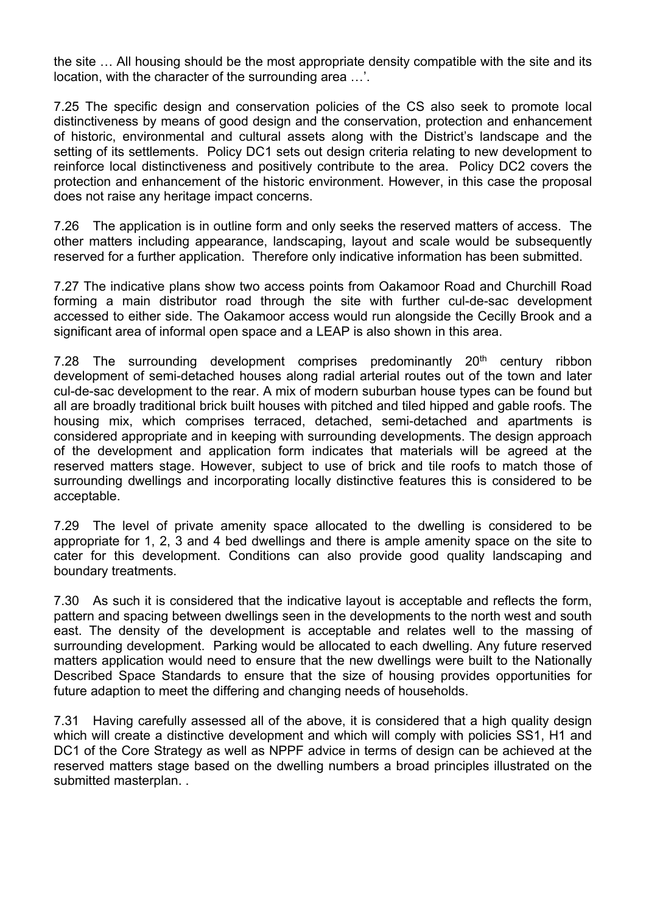the site … All housing should be the most appropriate density compatible with the site and its location, with the character of the surrounding area …'.

7.25 The specific design and conservation policies of the CS also seek to promote local distinctiveness by means of good design and the conservation, protection and enhancement of historic, environmental and cultural assets along with the District's landscape and the setting of its settlements. Policy DC1 sets out design criteria relating to new development to reinforce local distinctiveness and positively contribute to the area. Policy DC2 covers the protection and enhancement of the historic environment. However, in this case the proposal does not raise any heritage impact concerns.

7.26 The application is in outline form and only seeks the reserved matters of access. The other matters including appearance, landscaping, layout and scale would be subsequently reserved for a further application. Therefore only indicative information has been submitted.

7.27 The indicative plans show two access points from Oakamoor Road and Churchill Road forming a main distributor road through the site with further cul-de-sac development accessed to either side. The Oakamoor access would run alongside the Cecilly Brook and a significant area of informal open space and a LEAP is also shown in this area.

7.28 The surrounding development comprises predominantly 20th century ribbon development of semi-detached houses along radial arterial routes out of the town and later cul-de-sac development to the rear. A mix of modern suburban house types can be found but all are broadly traditional brick built houses with pitched and tiled hipped and gable roofs. The housing mix, which comprises terraced, detached, semi-detached and apartments is considered appropriate and in keeping with surrounding developments. The design approach of the development and application form indicates that materials will be agreed at the reserved matters stage. However, subject to use of brick and tile roofs to match those of surrounding dwellings and incorporating locally distinctive features this is considered to be acceptable.

7.29 The level of private amenity space allocated to the dwelling is considered to be appropriate for 1, 2, 3 and 4 bed dwellings and there is ample amenity space on the site to cater for this development. Conditions can also provide good quality landscaping and boundary treatments.

7.30 As such it is considered that the indicative layout is acceptable and reflects the form, pattern and spacing between dwellings seen in the developments to the north west and south east. The density of the development is acceptable and relates well to the massing of surrounding development. Parking would be allocated to each dwelling. Any future reserved matters application would need to ensure that the new dwellings were built to the Nationally Described Space Standards to ensure that the size of housing provides opportunities for future adaption to meet the differing and changing needs of households.

7.31 Having carefully assessed all of the above, it is considered that a high quality design which will create a distinctive development and which will comply with policies SS1, H1 and DC1 of the Core Strategy as well as NPPF advice in terms of design can be achieved at the reserved matters stage based on the dwelling numbers a broad principles illustrated on the submitted masterplan. .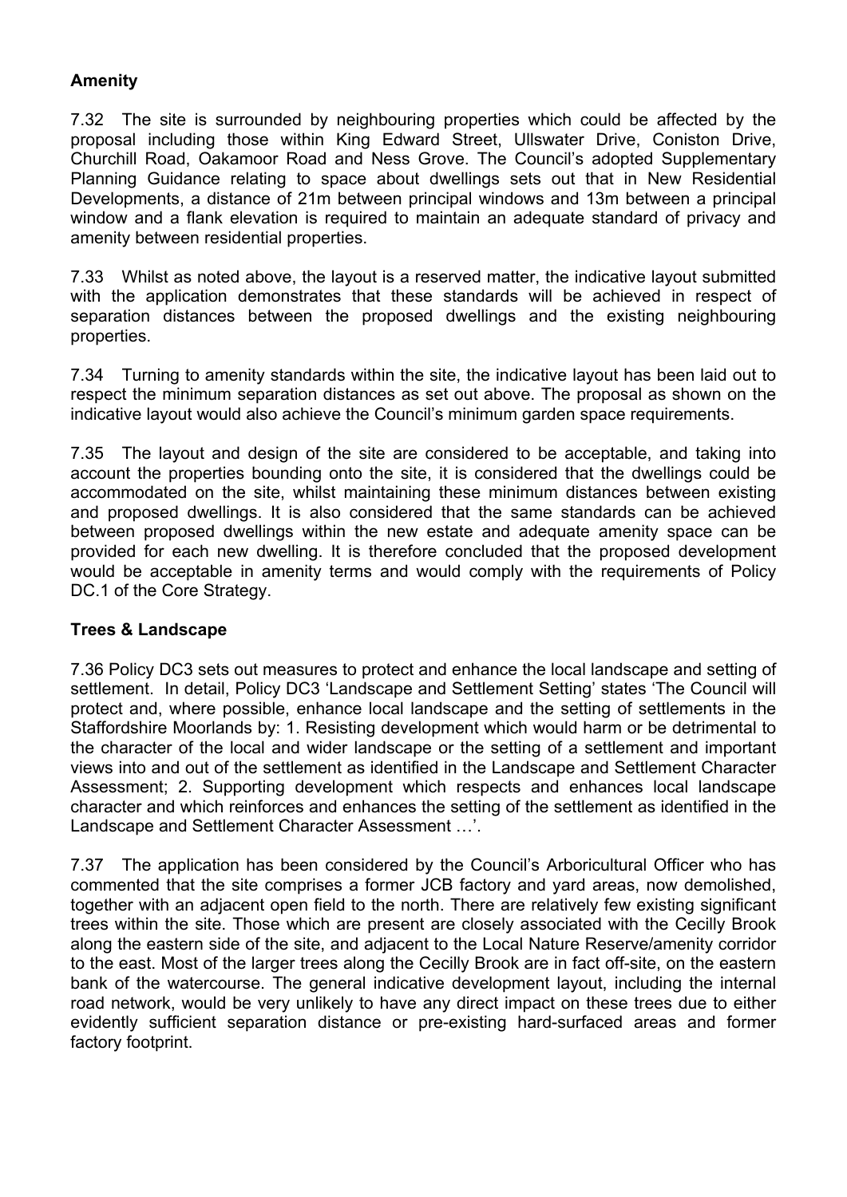## Amenity

7.32 The site is surrounded by neighbouring properties which could be affected by the proposal including those within King Edward Street, Ullswater Drive, Coniston Drive, Churchill Road, Oakamoor Road and Ness Grove. The Council's adopted Supplementary Planning Guidance relating to space about dwellings sets out that in New Residential Developments, a distance of 21m between principal windows and 13m between a principal window and a flank elevation is required to maintain an adequate standard of privacy and amenity between residential properties.

7.33 Whilst as noted above, the layout is a reserved matter, the indicative layout submitted with the application demonstrates that these standards will be achieved in respect of separation distances between the proposed dwellings and the existing neighbouring properties.

7.34 Turning to amenity standards within the site, the indicative layout has been laid out to respect the minimum separation distances as set out above. The proposal as shown on the indicative layout would also achieve the Council's minimum garden space requirements.

7.35 The layout and design of the site are considered to be acceptable, and taking into account the properties bounding onto the site, it is considered that the dwellings could be accommodated on the site, whilst maintaining these minimum distances between existing and proposed dwellings. It is also considered that the same standards can be achieved between proposed dwellings within the new estate and adequate amenity space can be provided for each new dwelling. It is therefore concluded that the proposed development would be acceptable in amenity terms and would comply with the requirements of Policy DC.1 of the Core Strategy.

## Trees & Landscape

7.36 Policy DC3 sets out measures to protect and enhance the local landscape and setting of settlement. In detail, Policy DC3 'Landscape and Settlement Setting' states 'The Council will protect and, where possible, enhance local landscape and the setting of settlements in the Staffordshire Moorlands by: 1. Resisting development which would harm or be detrimental to the character of the local and wider landscape or the setting of a settlement and important views into and out of the settlement as identified in the Landscape and Settlement Character Assessment; 2. Supporting development which respects and enhances local landscape character and which reinforces and enhances the setting of the settlement as identified in the Landscape and Settlement Character Assessment …'.

7.37 The application has been considered by the Council's Arboricultural Officer who has commented that the site comprises a former JCB factory and yard areas, now demolished, together with an adjacent open field to the north. There are relatively few existing significant trees within the site. Those which are present are closely associated with the Cecilly Brook along the eastern side of the site, and adjacent to the Local Nature Reserve/amenity corridor to the east. Most of the larger trees along the Cecilly Brook are in fact off-site, on the eastern bank of the watercourse. The general indicative development layout, including the internal road network, would be very unlikely to have any direct impact on these trees due to either evidently sufficient separation distance or pre-existing hard-surfaced areas and former factory footprint.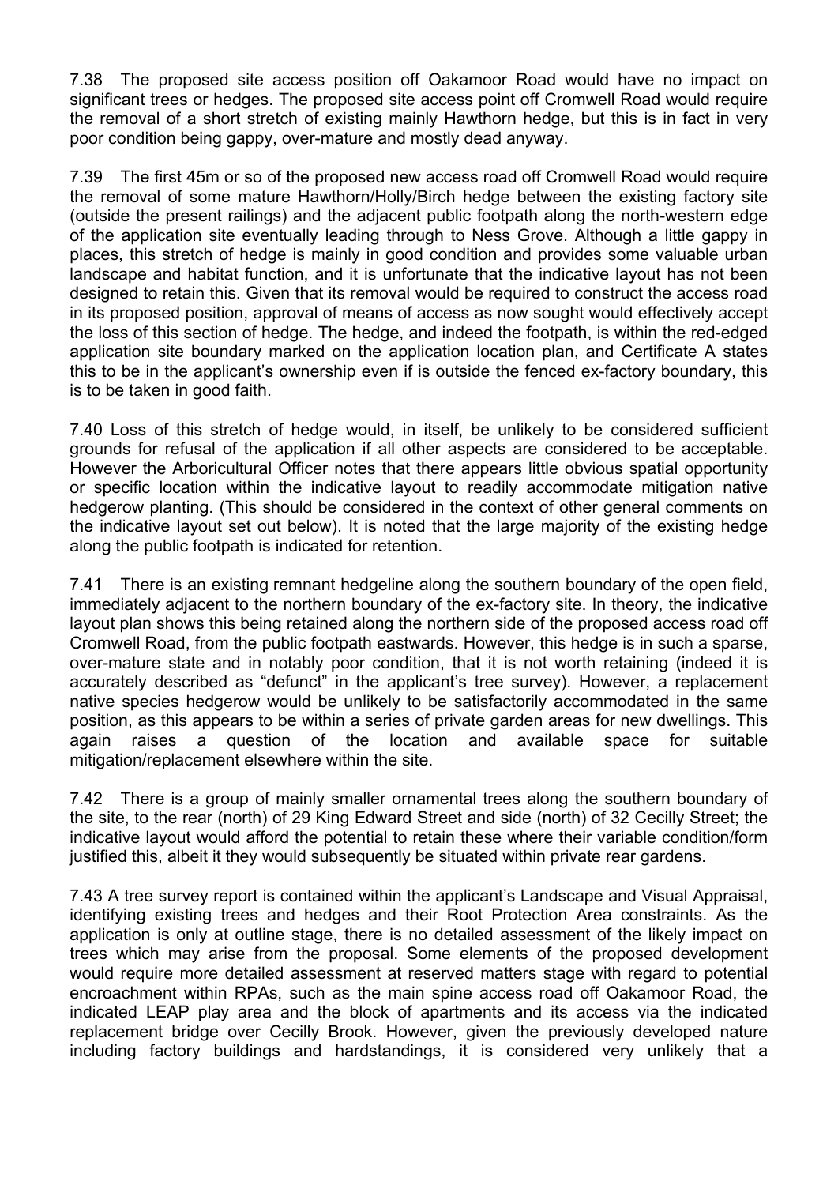7.38 The proposed site access position off Oakamoor Road would have no impact on significant trees or hedges. The proposed site access point off Cromwell Road would require the removal of a short stretch of existing mainly Hawthorn hedge, but this is in fact in very poor condition being gappy, over-mature and mostly dead anyway.

7.39 The first 45m or so of the proposed new access road off Cromwell Road would require the removal of some mature Hawthorn/Holly/Birch hedge between the existing factory site (outside the present railings) and the adjacent public footpath along the north-western edge of the application site eventually leading through to Ness Grove. Although a little gappy in places, this stretch of hedge is mainly in good condition and provides some valuable urban landscape and habitat function, and it is unfortunate that the indicative layout has not been designed to retain this. Given that its removal would be required to construct the access road in its proposed position, approval of means of access as now sought would effectively accept the loss of this section of hedge. The hedge, and indeed the footpath, is within the red-edged application site boundary marked on the application location plan, and Certificate A states this to be in the applicant's ownership even if is outside the fenced ex-factory boundary, this is to be taken in good faith.

7.40 Loss of this stretch of hedge would, in itself, be unlikely to be considered sufficient grounds for refusal of the application if all other aspects are considered to be acceptable. However the Arboricultural Officer notes that there appears little obvious spatial opportunity or specific location within the indicative layout to readily accommodate mitigation native hedgerow planting. (This should be considered in the context of other general comments on the indicative layout set out below). It is noted that the large majority of the existing hedge along the public footpath is indicated for retention.

7.41 There is an existing remnant hedgeline along the southern boundary of the open field, immediately adjacent to the northern boundary of the ex-factory site. In theory, the indicative layout plan shows this being retained along the northern side of the proposed access road off Cromwell Road, from the public footpath eastwards. However, this hedge is in such a sparse, over-mature state and in notably poor condition, that it is not worth retaining (indeed it is accurately described as "defunct" in the applicant's tree survey). However, a replacement native species hedgerow would be unlikely to be satisfactorily accommodated in the same position, as this appears to be within a series of private garden areas for new dwellings. This again raises a question of the location and available space for suitable mitigation/replacement elsewhere within the site.

7.42 There is a group of mainly smaller ornamental trees along the southern boundary of the site, to the rear (north) of 29 King Edward Street and side (north) of 32 Cecilly Street; the indicative layout would afford the potential to retain these where their variable condition/form justified this, albeit it they would subsequently be situated within private rear gardens.

7.43 A tree survey report is contained within the applicant's Landscape and Visual Appraisal, identifying existing trees and hedges and their Root Protection Area constraints. As the application is only at outline stage, there is no detailed assessment of the likely impact on trees which may arise from the proposal. Some elements of the proposed development would require more detailed assessment at reserved matters stage with regard to potential encroachment within RPAs, such as the main spine access road off Oakamoor Road, the indicated LEAP play area and the block of apartments and its access via the indicated replacement bridge over Cecilly Brook. However, given the previously developed nature including factory buildings and hardstandings, it is considered very unlikely that a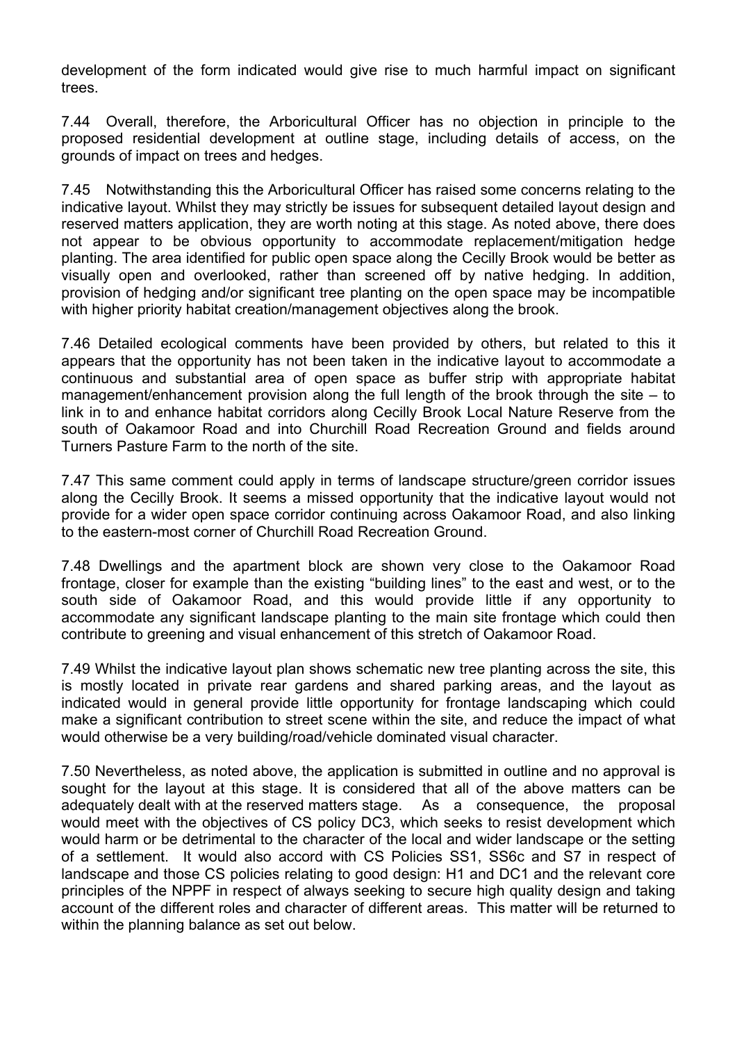development of the form indicated would give rise to much harmful impact on significant trees.

7.44 Overall, therefore, the Arboricultural Officer has no objection in principle to the proposed residential development at outline stage, including details of access, on the grounds of impact on trees and hedges.

7.45 Notwithstanding this the Arboricultural Officer has raised some concerns relating to the indicative layout. Whilst they may strictly be issues for subsequent detailed layout design and reserved matters application, they are worth noting at this stage. As noted above, there does not appear to be obvious opportunity to accommodate replacement/mitigation hedge planting. The area identified for public open space along the Cecilly Brook would be better as visually open and overlooked, rather than screened off by native hedging. In addition, provision of hedging and/or significant tree planting on the open space may be incompatible with higher priority habitat creation/management objectives along the brook.

7.46 Detailed ecological comments have been provided by others, but related to this it appears that the opportunity has not been taken in the indicative layout to accommodate a continuous and substantial area of open space as buffer strip with appropriate habitat management/enhancement provision along the full length of the brook through the site – to link in to and enhance habitat corridors along Cecilly Brook Local Nature Reserve from the south of Oakamoor Road and into Churchill Road Recreation Ground and fields around Turners Pasture Farm to the north of the site.

7.47 This same comment could apply in terms of landscape structure/green corridor issues along the Cecilly Brook. It seems a missed opportunity that the indicative layout would not provide for a wider open space corridor continuing across Oakamoor Road, and also linking to the eastern-most corner of Churchill Road Recreation Ground.

7.48 Dwellings and the apartment block are shown very close to the Oakamoor Road frontage, closer for example than the existing "building lines" to the east and west, or to the south side of Oakamoor Road, and this would provide little if any opportunity to accommodate any significant landscape planting to the main site frontage which could then contribute to greening and visual enhancement of this stretch of Oakamoor Road.

7.49 Whilst the indicative layout plan shows schematic new tree planting across the site, this is mostly located in private rear gardens and shared parking areas, and the layout as indicated would in general provide little opportunity for frontage landscaping which could make a significant contribution to street scene within the site, and reduce the impact of what would otherwise be a very building/road/vehicle dominated visual character.

7.50 Nevertheless, as noted above, the application is submitted in outline and no approval is sought for the layout at this stage. It is considered that all of the above matters can be adequately dealt with at the reserved matters stage. As a consequence, the proposal would meet with the objectives of CS policy DC3, which seeks to resist development which would harm or be detrimental to the character of the local and wider landscape or the setting of a settlement. It would also accord with CS Policies SS1, SS6c and S7 in respect of landscape and those CS policies relating to good design: H1 and DC1 and the relevant core principles of the NPPF in respect of always seeking to secure high quality design and taking account of the different roles and character of different areas. This matter will be returned to within the planning balance as set out below.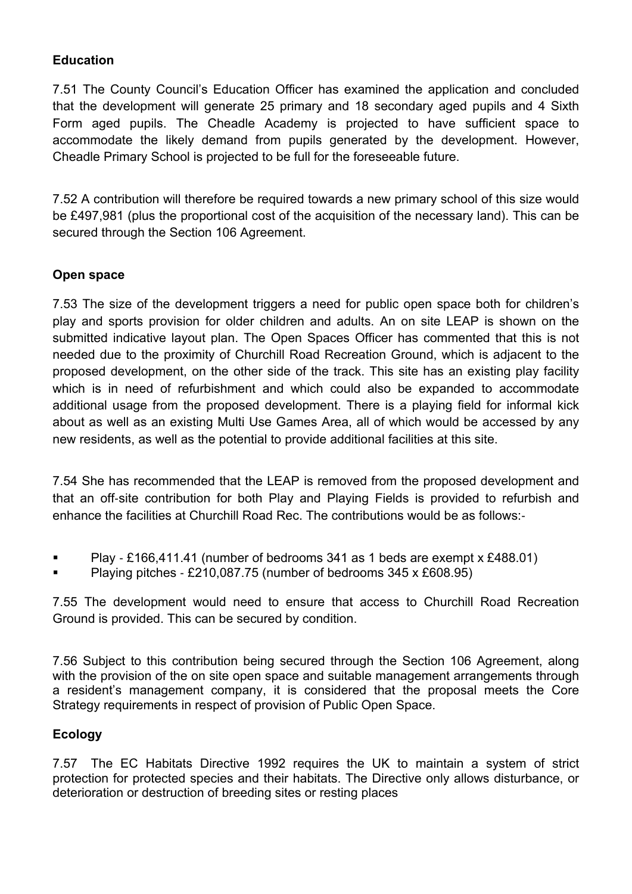**Education**

7.51 The County Council's Education Officer has examined the application and concluded that the development will generate 25 primary and 18 secondary aged pupils and 4 Sixth Form aged pupils. The Cheadle Academy is projected to have sufficient space to accommodate the likely demand from pupils generated by the development. However, Cheadle Primary School is projected to be full for the foreseeable future.

7.52 A contribution will therefore be required towards a new primary school of this size would be £497,981 (plus the proportional cost of the acquisition of the necessary land). This can be secured through the Section 106 Agreement.

**Open space**

7.53 The size of the development triggers a need for public open space both for children's play and sports provision for older children and adults. An on site LEAP is shown on the submitted indicative layout plan. The Open Spaces Officer has commented that this is not needed due to the proximity of Churchill Road Recreation Ground, which is adjacent to the proposed development, on the other side of the track. This site has an existing play facility which is in need of refurbishment and which could also be expanded to accommodate additional usage from the proposed development. There is a playing field for informal kick about as well as an existing Multi Use Games Area, all of which would be accessed by any new residents, as well as the potential to provide additional facilities at this site.

7.54 She has recommended that the LEAP is removed from the proposed development and that an off-site contribution for both Play and Playing Fields is provided to refurbish and enhance the facilities at Churchill Road Rec. The contributions would be as follows:-

- Play - £166,411.41 (number of bedrooms 341 as 1 beds are exempt x £488.01)
- Playing pitches - £210,087.75 (number of bedrooms 345 x £608.95)

7.55 The development would need to ensure that access to Churchill Road Recreation Ground is provided. This can be secured by condition.

7.56 Subject to this contribution being secured through the Section 106 Agreement, along with the provision of the on site open space and suitable management arrangements through a resident's management company, it is considered that the proposal meets the Core Strategy requirements in respect of provision of Public Open Space.

**Ecology**

7.57 The EC Habitats Directive 1992 requires the UK to maintain a system of strict protection for protected species and their habitats. The Directive only allows disturbance, or deterioration or destruction of breeding sites or resting places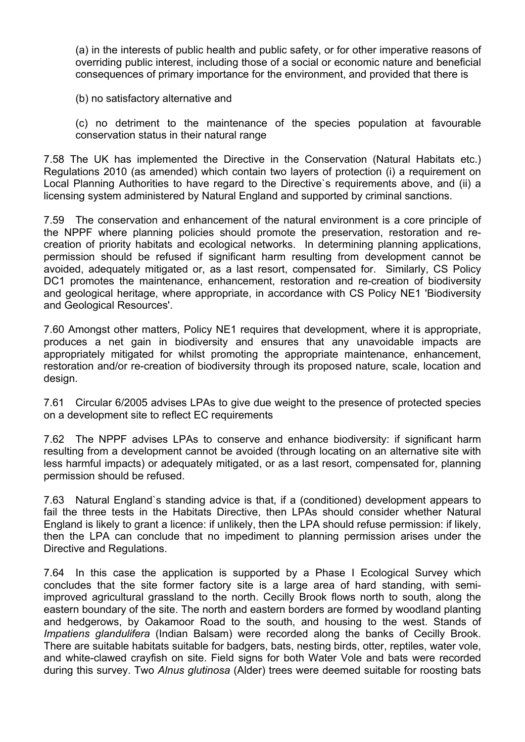(a) in the interests of public health and public safety, or for other imperative reasons of overriding public interest, including those of a social or economic nature and beneficial consequences of primary importance for the environment, and provided that there is

(b) no satisfactory alternative and

(c) no detriment to the maintenance of the species population at favourable conservation status in their natural range

7.58 The UK has implemented the Directive in the Conservation (Natural Habitats etc.) Regulations 2010 (as amended) which contain two layers of protection (i) a requirement on Local Planning Authorities to have regard to the Directive`s requirements above, and (ii) a licensing system administered by Natural England and supported by criminal sanctions.

7.59 The conservation and enhancement of the natural environment is a core principle of the NPPF where planning policies should promote the preservation, restoration and re-creation of priority habitats and ecological networks. In determining planning applications, permission should be refused if significant harm resulting from development cannot be avoided, adequately mitigated or, as a last resort, compensated for. Similarly, CS Policy DC1 promotes the maintenance, enhancement, restoration and re-creation of biodiversity and geological heritage, where appropriate, in accordance with CS Policy NE1 'Biodiversity and Geological Resources'.

7.60 Amongst other matters, Policy NE1 requires that development, where it is appropriate, produces a net gain in biodiversity and ensures that any unavoidable impacts are appropriately mitigated for whilst promoting the appropriate maintenance, enhancement, restoration and/or re-creation of biodiversity through its proposed nature, scale, location and design.

7.61 Circular 6/2005 advises LPAs to give due weight to the presence of protected species on a development site to reflect EC requirements

7.62 The NPPF advises LPAs to conserve and enhance biodiversity: if significant harm resulting from a development cannot be avoided (through locating on an alternative site with less harmful impacts) or adequately mitigated, or as a last resort, compensated for, planning permission should be refused.

7.63 Natural England`s standing advice is that, if a (conditioned) development appears to fail the three tests in the Habitats Directive, then LPAs should consider whether Natural England is likely to grant a licence: if unlikely, then the LPA should refuse permission: if likely, then the LPA can conclude that no impediment to planning permission arises under the Directive and Regulations.

7.64 In this case the application is supported by a Phase I Ecological Survey which concludes that the site former factory site is a large area of hard standing, with semi-improved agricultural grassland to the north. Cecilly Brook flows north to south, along the eastern boundary of the site. The north and eastern borders are formed by woodland planting and hedgerows, by Oakamoor Road to the south, and housing to the west. Stands of *Impatiens glandulifera* (Indian Balsam) were recorded along the banks of Cecilly Brook. There are suitable habitats suitable for badgers, bats, nesting birds, otter, reptiles, water vole, and white-clawed crayfish on site. Field signs for both Water Vole and bats were recorded during this survey. Two *Alnus glutinosa* (Alder) trees were deemed suitable for roosting bats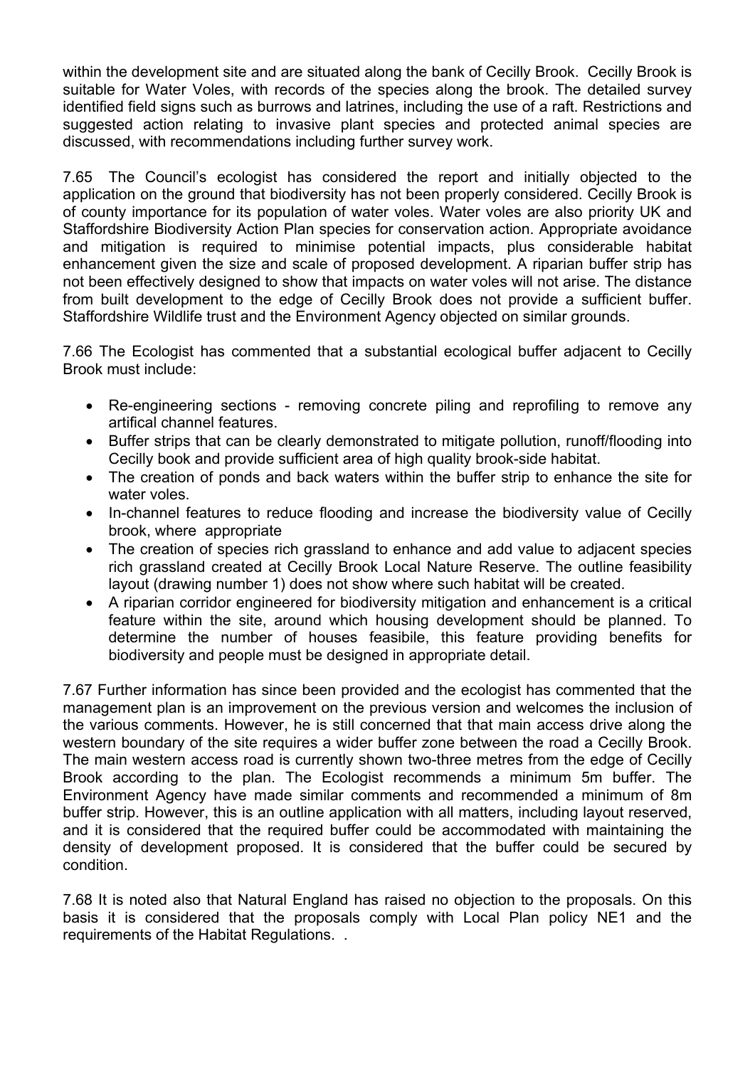within the development site and are situated along the bank of Cecilly Brook. Cecilly Brook is suitable for Water Voles, with records of the species along the brook. The detailed survey identified field signs such as burrows and latrines, including the use of a raft. Restrictions and suggested action relating to invasive plant species and protected animal species are discussed, with recommendations including further survey work.

7.65 The Council's ecologist has considered the report and initially objected to the application on the ground that biodiversity has not been properly considered. Cecilly Brook is of county importance for its population of water voles. Water voles are also priority UK and Staffordshire Biodiversity Action Plan species for conservation action. Appropriate avoidance and mitigation is required to minimise potential impacts, plus considerable habitat enhancement given the size and scale of proposed development. A riparian buffer strip has not been effectively designed to show that impacts on water voles will not arise. The distance from built development to the edge of Cecilly Brook does not provide a sufficient buffer. Staffordshire Wildlife trust and the Environment Agency objected on similar grounds.

7.66 The Ecologist has commented that a substantial ecological buffer adjacent to Cecilly Brook must include:

- Re-engineering sections - removing concrete piling and reprofiling to remove any artifical channel features.
- Buffer strips that can be clearly demonstrated to mitigate pollution, runoff/flooding into Cecilly book and provide sufficient area of high quality brook-side habitat.
- The creation of ponds and back waters within the buffer strip to enhance the site for water voles.
- In-channel features to reduce flooding and increase the biodiversity value of Cecilly brook, where appropriate
- The creation of species rich grassland to enhance and add value to adjacent species rich grassland created at Cecilly Brook Local Nature Reserve. The outline feasibility layout (drawing number 1) does not show where such habitat will be created.
- A riparian corridor engineered for biodiversity mitigation and enhancement is a critical feature within the site, around which housing development should be planned. To determine the number of houses feasibile, this feature providing benefits for biodiversity and people must be designed in appropriate detail.

7.67 Further information has since been provided and the ecologist has commented that the management plan is an improvement on the previous version and welcomes the inclusion of the various comments. However, he is still concerned that that main access drive along the western boundary of the site requires a wider buffer zone between the road a Cecilly Brook. The main western access road is currently shown two-three metres from the edge of Cecilly Brook according to the plan. The Ecologist recommends a minimum 5m buffer. The Environment Agency have made similar comments and recommended a minimum of 8m buffer strip. However, this is an outline application with all matters, including layout reserved, and it is considered that the required buffer could be accommodated with maintaining the density of development proposed. It is considered that the buffer could be secured by condition.

7.68 It is noted also that Natural England has raised no objection to the proposals. On this basis it is considered that the proposals comply with Local Plan policy NE1 and the requirements of the Habitat Regulations. .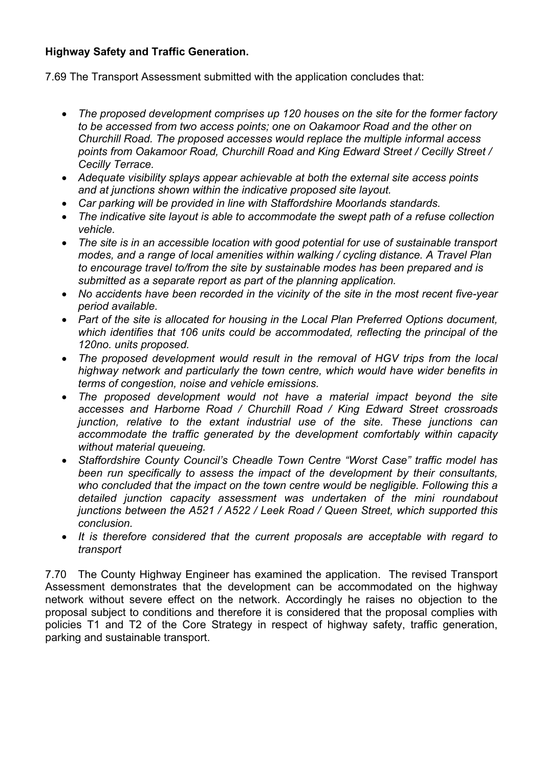**Highway Safety and Traffic Generation.**

7.69 The Transport Assessment submitted with the application concludes that:

- *The proposed development comprises up 120 houses on the site for the former factory to be accessed from two access points; one on Oakamoor Road and the other on Churchill Road. The proposed accesses would replace the multiple informal access points from Oakamoor Road, Churchill Road and King Edward Street / Cecilly Street / Cecilly Terrace.*
- *Adequate visibility splays appear achievable at both the external site access points and at junctions shown within the indicative proposed site layout.*
- *Car parking will be provided in line with Staffordshire Moorlands standards.*
- *The indicative site layout is able to accommodate the swept path of a refuse collection vehicle.*
- *The site is in an accessible location with good potential for use of sustainable transport modes, and a range of local amenities within walking / cycling distance. A Travel Plan to encourage travel to/from the site by sustainable modes has been prepared and is submitted as a separate report as part of the planning application.*
- *No accidents have been recorded in the vicinity of the site in the most recent five-year period available.*
- *Part of the site is allocated for housing in the Local Plan Preferred Options document, which identifies that 106 units could be accommodated, reflecting the principal of the 120no. units proposed.*
- *The proposed development would result in the removal of HGV trips from the local highway network and particularly the town centre, which would have wider benefits in terms of congestion, noise and vehicle emissions.*
- *The proposed development would not have a material impact beyond the site accesses and Harborne Road / Churchill Road / King Edward Street crossroads junction, relative to the extant industrial use of the site. These junctions can accommodate the traffic generated by the development comfortably within capacity without material queueing.*
- *Staffordshire County Council's Cheadle Town Centre "Worst Case" traffic model has been run specifically to assess the impact of the development by their consultants, who concluded that the impact on the town centre would be negligible. Following this a detailed junction capacity assessment was undertaken of the mini roundabout junctions between the A521 / A522 / Leek Road / Queen Street, which supported this conclusion.*
- *It is therefore considered that the current proposals are acceptable with regard to transport*

7.70 The County Highway Engineer has examined the application. The revised Transport Assessment demonstrates that the development can be accommodated on the highway network without severe effect on the network. Accordingly he raises no objection to the proposal subject to conditions and therefore it is considered that the proposal complies with policies T1 and T2 of the Core Strategy in respect of highway safety, traffic generation, parking and sustainable transport.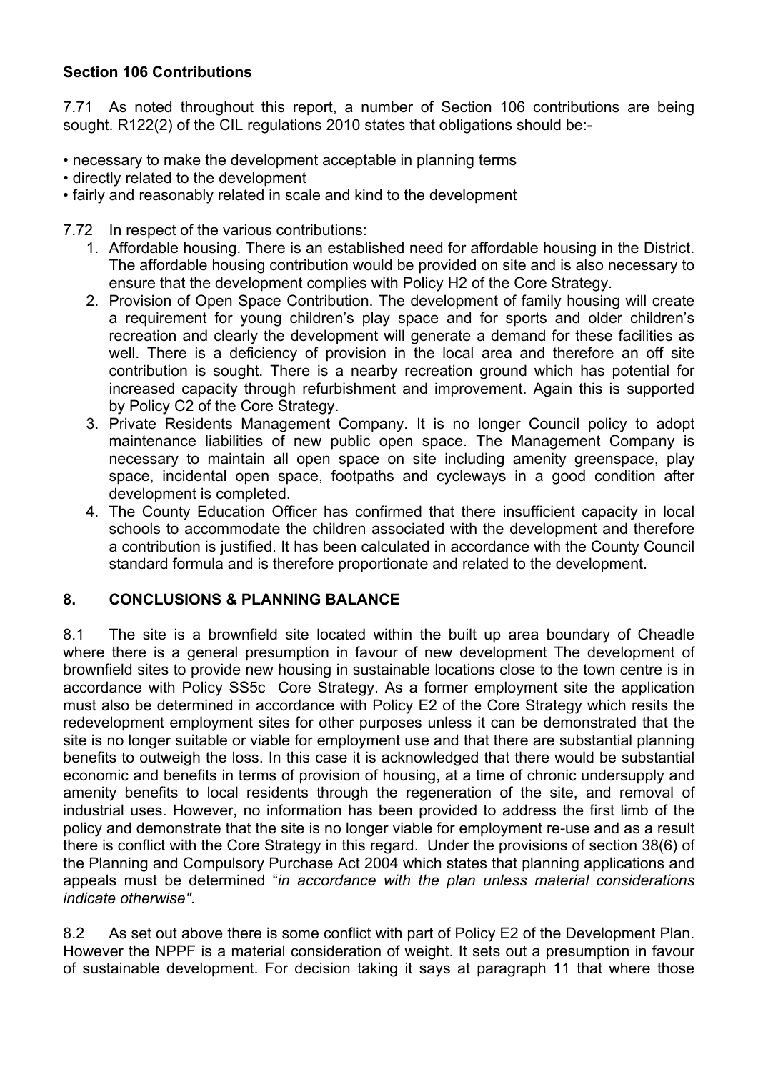**Section 106 Contributions**

7.71 As noted throughout this report, a number of Section 106 contributions are being sought. R122(2) of the CIL regulations 2010 states that obligations should be:-

- necessary to make the development acceptable in planning terms
- directly related to the development
- fairly and reasonably related in scale and kind to the development

7.72 In respect of the various contributions:

1. Affordable housing. There is an established need for affordable housing in the District. The affordable housing contribution would be provided on site and is also necessary to ensure that the development complies with Policy H2 of the Core Strategy.
2. Provision of Open Space Contribution. The development of family housing will create a requirement for young children's play space and for sports and older children's recreation and clearly the development will generate a demand for these facilities as well. There is a deficiency of provision in the local area and therefore an off site contribution is sought. There is a nearby recreation ground which has potential for increased capacity through refurbishment and improvement. Again this is supported by Policy C2 of the Core Strategy.
3. Private Residents Management Company. It is no longer Council policy to adopt maintenance liabilities of new public open space. The Management Company is necessary to maintain all open space on site including amenity greenspace, play space, incidental open space, footpaths and cycleways in a good condition after development is completed.
4. The County Education Officer has confirmed that there insufficient capacity in local schools to accommodate the children associated with the development and therefore a contribution is justified. It has been calculated in accordance with the County Council standard formula and is therefore proportionate and related to the development.

## 8. CONCLUSIONS & PLANNING BALANCE

8.1 The site is a brownfield site located within the built up area boundary of Cheadle where there is a general presumption in favour of new development The development of brownfield sites to provide new housing in sustainable locations close to the town centre is in accordance with Policy SS5c Core Strategy. As a former employment site the application must also be determined in accordance with Policy E2 of the Core Strategy which resits the redevelopment employment sites for other purposes unless it can be demonstrated that the site is no longer suitable or viable for employment use and that there are substantial planning benefits to outweigh the loss. In this case it is acknowledged that there would be substantial economic and benefits in terms of provision of housing, at a time of chronic undersupply and amenity benefits to local residents through the regeneration of the site, and removal of industrial uses. However, no information has been provided to address the first limb of the policy and demonstrate that the site is no longer viable for employment re-use and as a result there is conflict with the Core Strategy in this regard. Under the provisions of section 38(6) of the Planning and Compulsory Purchase Act 2004 which states that planning applications and appeals must be determined "*in accordance with the plan unless material considerations indicate otherwise"*.

8.2 As set out above there is some conflict with part of Policy E2 of the Development Plan. However the NPPF is a material consideration of weight. It sets out a presumption in favour of sustainable development. For decision taking it says at paragraph 11 that where those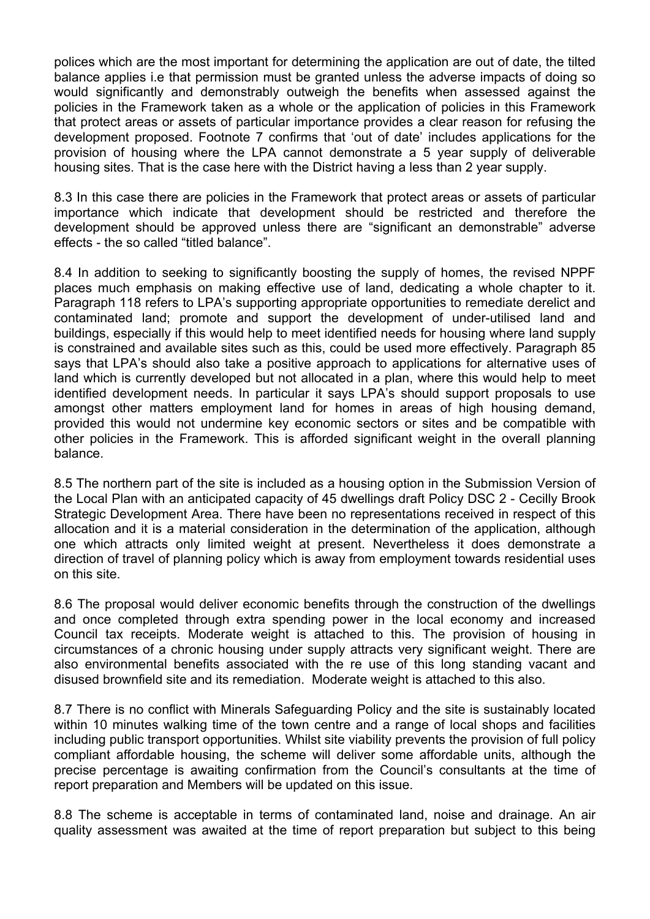polices which are the most important for determining the application are out of date, the tilted balance applies i.e that permission must be granted unless the adverse impacts of doing so would significantly and demonstrably outweigh the benefits when assessed against the policies in the Framework taken as a whole or the application of policies in this Framework that protect areas or assets of particular importance provides a clear reason for refusing the development proposed. Footnote 7 confirms that 'out of date' includes applications for the provision of housing where the LPA cannot demonstrate a 5 year supply of deliverable housing sites. That is the case here with the District having a less than 2 year supply.

8.3 In this case there are policies in the Framework that protect areas or assets of particular importance which indicate that development should be restricted and therefore the development should be approved unless there are "significant an demonstrable" adverse effects - the so called "titled balance".

8.4 In addition to seeking to significantly boosting the supply of homes, the revised NPPF places much emphasis on making effective use of land, dedicating a whole chapter to it. Paragraph 118 refers to LPA's supporting appropriate opportunities to remediate derelict and contaminated land; promote and support the development of under-utilised land and buildings, especially if this would help to meet identified needs for housing where land supply is constrained and available sites such as this, could be used more effectively. Paragraph 85 says that LPA's should also take a positive approach to applications for alternative uses of land which is currently developed but not allocated in a plan, where this would help to meet identified development needs. In particular it says LPA's should support proposals to use amongst other matters employment land for homes in areas of high housing demand, provided this would not undermine key economic sectors or sites and be compatible with other policies in the Framework. This is afforded significant weight in the overall planning balance.

8.5 The northern part of the site is included as a housing option in the Submission Version of the Local Plan with an anticipated capacity of 45 dwellings draft Policy DSC 2 - Cecilly Brook Strategic Development Area. There have been no representations received in respect of this allocation and it is a material consideration in the determination of the application, although one which attracts only limited weight at present. Nevertheless it does demonstrate a direction of travel of planning policy which is away from employment towards residential uses on this site.

8.6 The proposal would deliver economic benefits through the construction of the dwellings and once completed through extra spending power in the local economy and increased Council tax receipts. Moderate weight is attached to this. The provision of housing in circumstances of a chronic housing under supply attracts very significant weight. There are also environmental benefits associated with the re use of this long standing vacant and disused brownfield site and its remediation. Moderate weight is attached to this also.

8.7 There is no conflict with Minerals Safeguarding Policy and the site is sustainably located within 10 minutes walking time of the town centre and a range of local shops and facilities including public transport opportunities. Whilst site viability prevents the provision of full policy compliant affordable housing, the scheme will deliver some affordable units, although the precise percentage is awaiting confirmation from the Council's consultants at the time of report preparation and Members will be updated on this issue.

8.8 The scheme is acceptable in terms of contaminated land, noise and drainage. An air quality assessment was awaited at the time of report preparation but subject to this being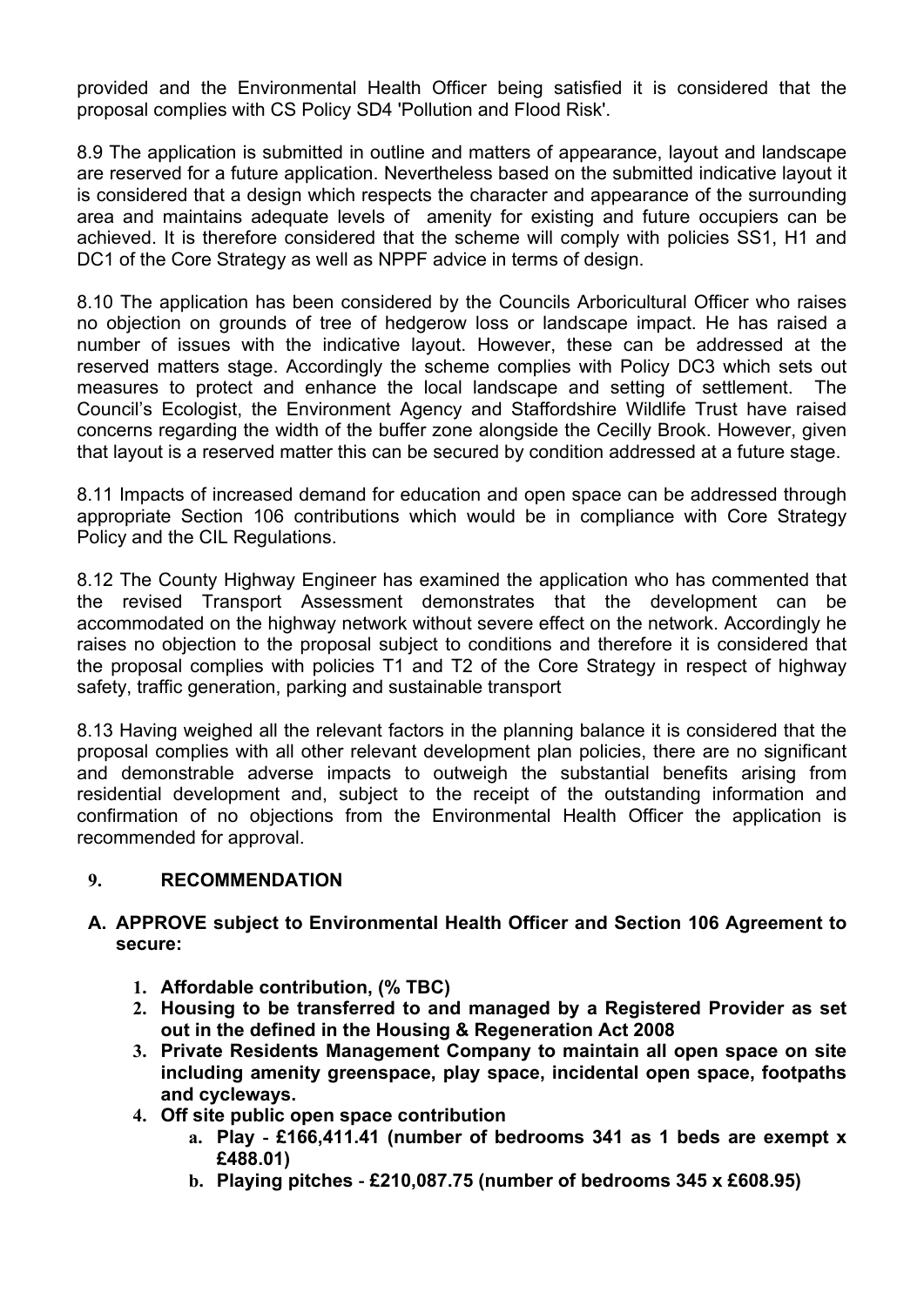provided and the Environmental Health Officer being satisfied it is considered that the proposal complies with CS Policy SD4 'Pollution and Flood Risk'.

8.9 The application is submitted in outline and matters of appearance, layout and landscape are reserved for a future application. Nevertheless based on the submitted indicative layout it is considered that a design which respects the character and appearance of the surrounding area and maintains adequate levels of amenity for existing and future occupiers can be achieved. It is therefore considered that the scheme will comply with policies SS1, H1 and DC1 of the Core Strategy as well as NPPF advice in terms of design.

8.10 The application has been considered by the Councils Arboricultural Officer who raises no objection on grounds of tree of hedgerow loss or landscape impact. He has raised a number of issues with the indicative layout. However, these can be addressed at the reserved matters stage. Accordingly the scheme complies with Policy DC3 which sets out measures to protect and enhance the local landscape and setting of settlement. The Council's Ecologist, the Environment Agency and Staffordshire Wildlife Trust have raised concerns regarding the width of the buffer zone alongside the Cecilly Brook. However, given that layout is a reserved matter this can be secured by condition addressed at a future stage.

8.11 Impacts of increased demand for education and open space can be addressed through appropriate Section 106 contributions which would be in compliance with Core Strategy Policy and the CIL Regulations.

8.12 The County Highway Engineer has examined the application who has commented that the revised Transport Assessment demonstrates that the development can be accommodated on the highway network without severe effect on the network. Accordingly he raises no objection to the proposal subject to conditions and therefore it is considered that the proposal complies with policies T1 and T2 of the Core Strategy in respect of highway safety, traffic generation, parking and sustainable transport

8.13 Having weighed all the relevant factors in the planning balance it is considered that the proposal complies with all other relevant development plan policies, there are no significant and demonstrable adverse impacts to outweigh the substantial benefits arising from residential development and, subject to the receipt of the outstanding information and confirmation of no objections from the Environmental Health Officer the application is recommended for approval.

## 9. RECOMMENDATION

**A. APPROVE subject to Environmental Health Officer and Section 106 Agreement to secure:**

1. **Affordable contribution, (% TBC)**
2. **Housing to be transferred to and managed by a Registered Provider as set out in the defined in the Housing & Regeneration Act 2008**
3. **Private Residents Management Company to maintain all open space on site including amenity greenspace, play space, incidental open space, footpaths and cycleways.**
4. **Off site public open space contribution**
    a. **Play - £166,411.41 (number of bedrooms 341 as 1 beds are exempt x £488.01)**
    b. **Playing pitches - £210,087.75 (number of bedrooms 345 x £608.95)**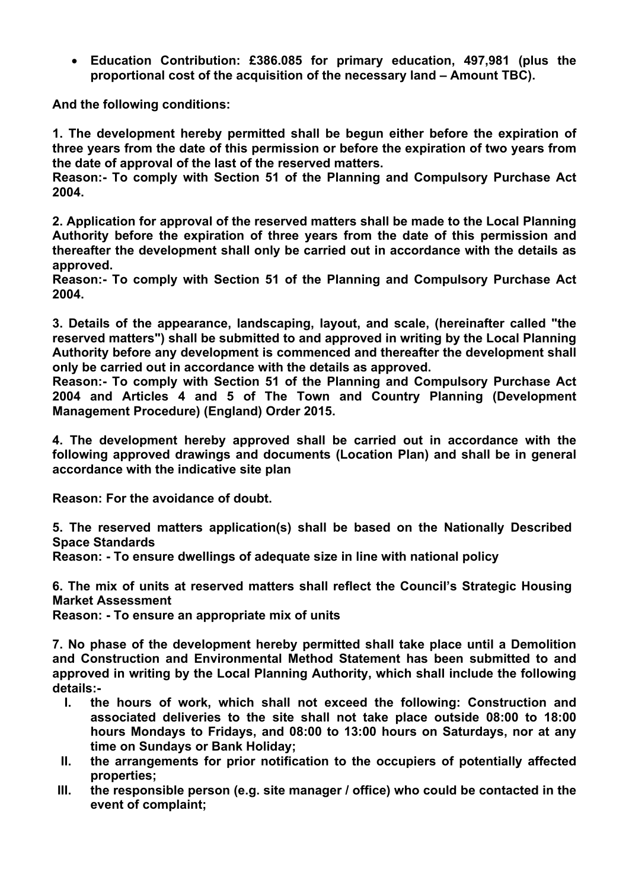- **Education Contribution: £386.085 for primary education, 497,981 (plus the proportional cost of the acquisition of the necessary land – Amount TBC).**

**And the following conditions:**

**1. The development hereby permitted shall be begun either before the expiration of three years from the date of this permission or before the expiration of two years from the date of approval of the last of the reserved matters.**
**Reason:- To comply with Section 51 of the Planning and Compulsory Purchase Act 2004.**

**2. Application for approval of the reserved matters shall be made to the Local Planning Authority before the expiration of three years from the date of this permission and thereafter the development shall only be carried out in accordance with the details as approved.**
**Reason:- To comply with Section 51 of the Planning and Compulsory Purchase Act 2004.**

**3. Details of the appearance, landscaping, layout, and scale, (hereinafter called "the reserved matters") shall be submitted to and approved in writing by the Local Planning Authority before any development is commenced and thereafter the development shall only be carried out in accordance with the details as approved.**
**Reason:- To comply with Section 51 of the Planning and Compulsory Purchase Act 2004 and Articles 4 and 5 of The Town and Country Planning (Development Management Procedure) (England) Order 2015.**

**4. The development hereby approved shall be carried out in accordance with the following approved drawings and documents (Location Plan) and shall be in general accordance with the indicative site plan**

**Reason: For the avoidance of doubt.**

**5. The reserved matters application(s) shall be based on the Nationally Described Space Standards**
**Reason: - To ensure dwellings of adequate size in line with national policy**

**6. The mix of units at reserved matters shall reflect the Council's Strategic Housing Market Assessment**
**Reason: - To ensure an appropriate mix of units**

**7. No phase of the development hereby permitted shall take place until a Demolition and Construction and Environmental Method Statement has been submitted to and approved in writing by the Local Planning Authority, which shall include the following details:-**

- **I. the hours of work, which shall not exceed the following: Construction and associated deliveries to the site shall not take place outside 08:00 to 18:00 hours Mondays to Fridays, and 08:00 to 13:00 hours on Saturdays, nor at any time on Sundays or Bank Holiday;**
- **II. the arrangements for prior notification to the occupiers of potentially affected properties;**
- **III. the responsible person (e.g. site manager / office) who could be contacted in the event of complaint;**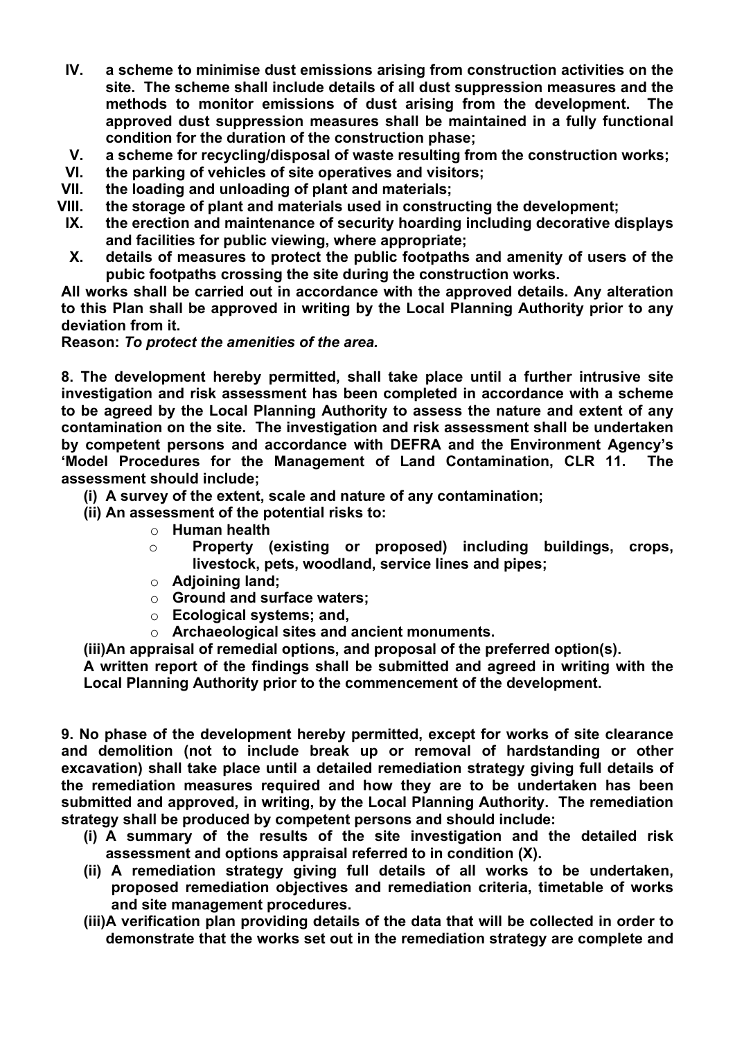IV. **a scheme to minimise dust emissions arising from construction activities on the site. The scheme shall include details of all dust suppression measures and the methods to monitor emissions of dust arising from the development. The approved dust suppression measures shall be maintained in a fully functional condition for the duration of the construction phase;**

V. **a scheme for recycling/disposal of waste resulting from the construction works;**

VI. **the parking of vehicles of site operatives and visitors;**

VII. **the loading and unloading of plant and materials;**

VIII. **the storage of plant and materials used in constructing the development;**

IX. **the erection and maintenance of security hoarding including decorative displays and facilities for public viewing, where appropriate;**

X. **details of measures to protect the public footpaths and amenity of users of the pubic footpaths crossing the site during the construction works.**

**All works shall be carried out in accordance with the approved details. Any alteration to this Plan shall be approved in writing by the Local Planning Authority prior to any deviation from it.**

**Reason:** ***To protect the amenities of the area.***

**8. The development hereby permitted, shall take place until a further intrusive site investigation and risk assessment has been completed in accordance with a scheme to be agreed by the Local Planning Authority to assess the nature and extent of any contamination on the site. The investigation and risk assessment shall be undertaken by competent persons and accordance with DEFRA and the Environment Agency's 'Model Procedures for the Management of Land Contamination, CLR 11. The assessment should include;**

**(i) A survey of the extent, scale and nature of any contamination;**

**(ii) An assessment of the potential risks to:**

- **Human health**
- **Property (existing or proposed) including buildings, crops, livestock, pets, woodland, service lines and pipes;**
- **Adjoining land;**
- **Ground and surface waters;**
- **Ecological systems; and,**
- **Archaeological sites and ancient monuments.**

**(iii) An appraisal of remedial options, and proposal of the preferred option(s).**

**A written report of the findings shall be submitted and agreed in writing with the Local Planning Authority prior to the commencement of the development.**

**9. No phase of the development hereby permitted, except for works of site clearance and demolition (not to include break up or removal of hardstanding or other excavation) shall take place until a detailed remediation strategy giving full details of the remediation measures required and how they are to be undertaken has been submitted and approved, in writing, by the Local Planning Authority. The remediation strategy shall be produced by competent persons and should include:**

**(i) A summary of the results of the site investigation and the detailed risk assessment and options appraisal referred to in condition (X).**

**(ii) A remediation strategy giving full details of all works to be undertaken, proposed remediation objectives and remediation criteria, timetable of works and site management procedures.**

**(iii) A verification plan providing details of the data that will be collected in order to demonstrate that the works set out in the remediation strategy are complete and**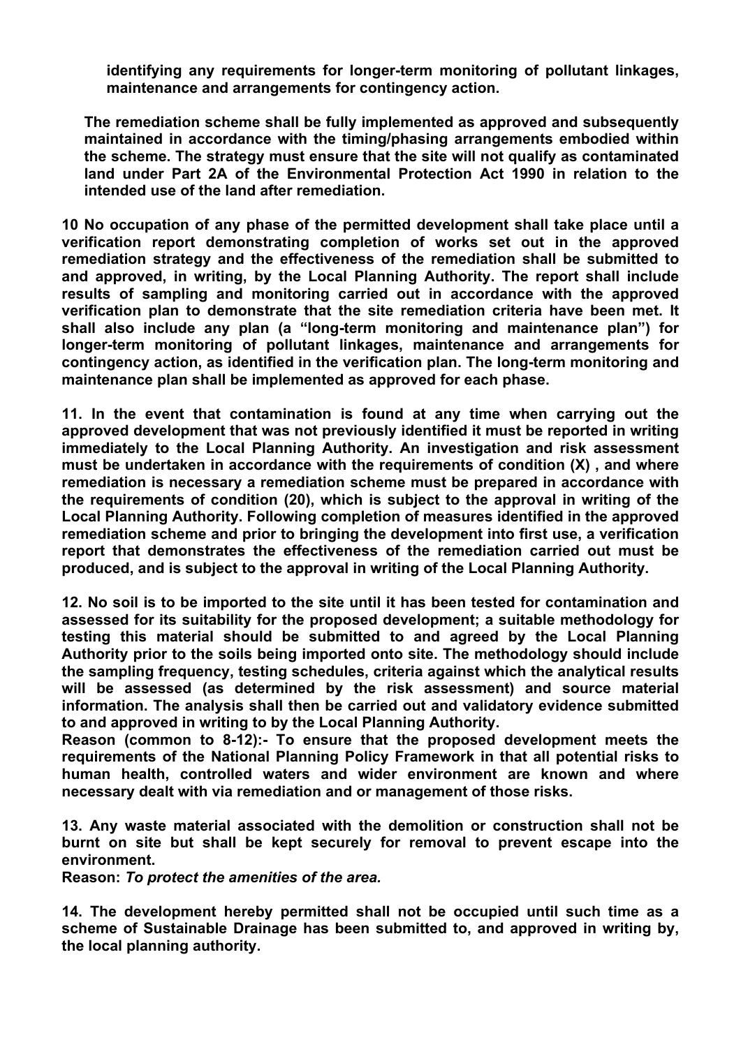**identifying any requirements for longer-term monitoring of pollutant linkages, maintenance and arrangements for contingency action.**

**The remediation scheme shall be fully implemented as approved and subsequently maintained in accordance with the timing/phasing arrangements embodied within the scheme. The strategy must ensure that the site will not qualify as contaminated land under Part 2A of the Environmental Protection Act 1990 in relation to the intended use of the land after remediation.**

**10 No occupation of any phase of the permitted development shall take place until a verification report demonstrating completion of works set out in the approved remediation strategy and the effectiveness of the remediation shall be submitted to and approved, in writing, by the Local Planning Authority. The report shall include results of sampling and monitoring carried out in accordance with the approved verification plan to demonstrate that the site remediation criteria have been met. It shall also include any plan (a "long-term monitoring and maintenance plan") for longer-term monitoring of pollutant linkages, maintenance and arrangements for contingency action, as identified in the verification plan. The long-term monitoring and maintenance plan shall be implemented as approved for each phase.**

**11. In the event that contamination is found at any time when carrying out the approved development that was not previously identified it must be reported in writing immediately to the Local Planning Authority. An investigation and risk assessment must be undertaken in accordance with the requirements of condition (X) , and where remediation is necessary a remediation scheme must be prepared in accordance with the requirements of condition (20), which is subject to the approval in writing of the Local Planning Authority. Following completion of measures identified in the approved remediation scheme and prior to bringing the development into first use, a verification report that demonstrates the effectiveness of the remediation carried out must be produced, and is subject to the approval in writing of the Local Planning Authority.**

**12. No soil is to be imported to the site until it has been tested for contamination and assessed for its suitability for the proposed development; a suitable methodology for testing this material should be submitted to and agreed by the Local Planning Authority prior to the soils being imported onto site. The methodology should include the sampling frequency, testing schedules, criteria against which the analytical results will be assessed (as determined by the risk assessment) and source material information. The analysis shall then be carried out and validatory evidence submitted to and approved in writing to by the Local Planning Authority.**
**Reason (common to 8-12):- To ensure that the proposed development meets the requirements of the National Planning Policy Framework in that all potential risks to human health, controlled waters and wider environment are known and where necessary dealt with via remediation and or management of those risks.**

**13. Any waste material associated with the demolition or construction shall not be burnt on site but shall be kept securely for removal to prevent escape into the environment.**
**Reason:** ***To protect the amenities of the area.***

**14. The development hereby permitted shall not be occupied until such time as a scheme of Sustainable Drainage has been submitted to, and approved in writing by, the local planning authority.**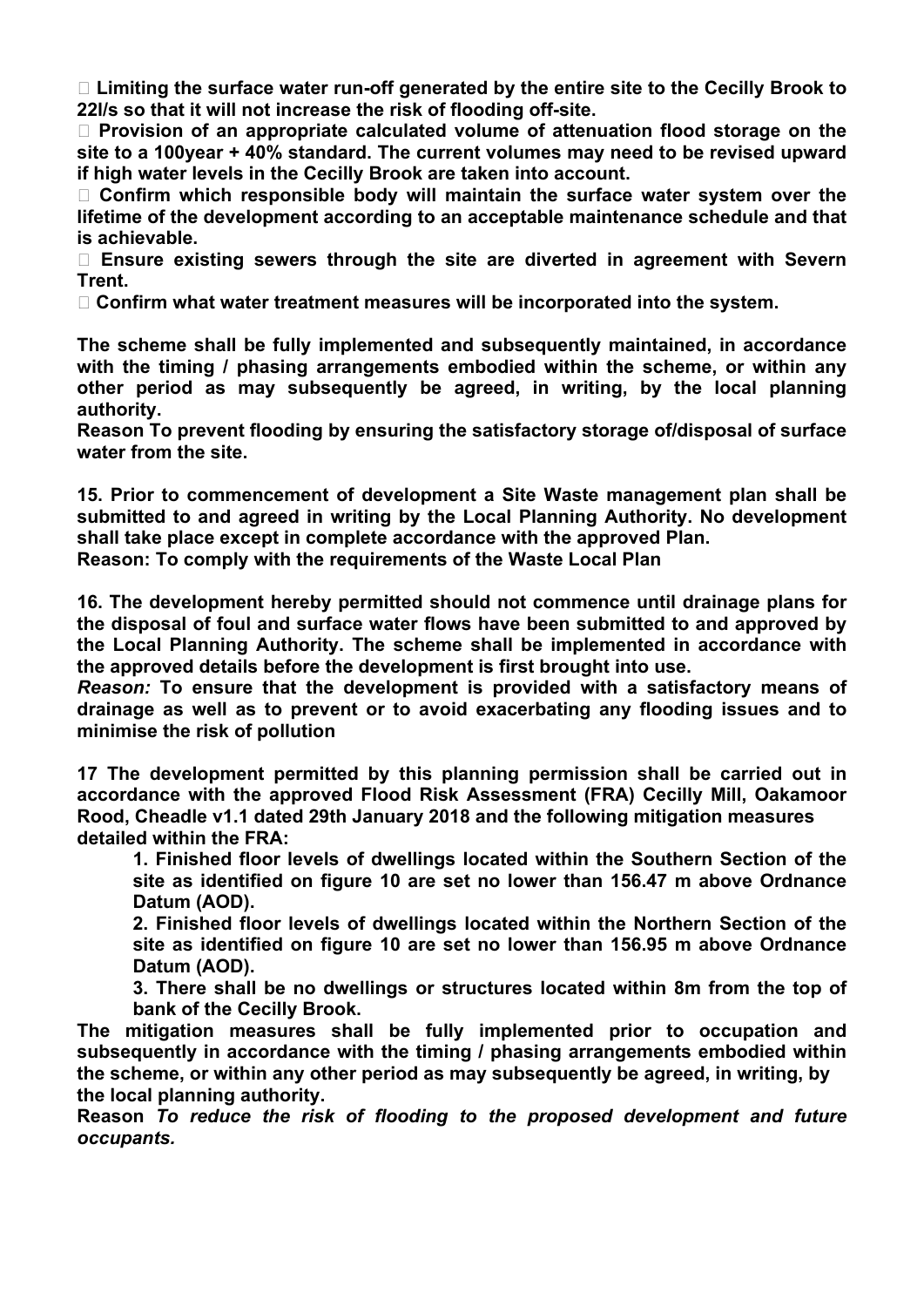- **Limiting the surface water run-off generated by the entire site to the Cecilly Brook to 22l/s so that it will not increase the risk of flooding off-site.**
- **Provision of an appropriate calculated volume of attenuation flood storage on the site to a 100year + 40% standard. The current volumes may need to be revised upward if high water levels in the Cecilly Brook are taken into account.**
- **Confirm which responsible body will maintain the surface water system over the lifetime of the development according to an acceptable maintenance schedule and that is achievable.**
- **Ensure existing sewers through the site are diverted in agreement with Severn Trent.**
- **Confirm what water treatment measures will be incorporated into the system.**

**The scheme shall be fully implemented and subsequently maintained, in accordance with the timing / phasing arrangements embodied within the scheme, or within any other period as may subsequently be agreed, in writing, by the local planning authority.**
**Reason To prevent flooding by ensuring the satisfactory storage of/disposal of surface water from the site.**

**15. Prior to commencement of development a Site Waste management plan shall be submitted to and agreed in writing by the Local Planning Authority. No development shall take place except in complete accordance with the approved Plan.**
**Reason: To comply with the requirements of the Waste Local Plan**

**16. The development hereby permitted should not commence until drainage plans for the disposal of foul and surface water flows have been submitted to and approved by the Local Planning Authority. The scheme shall be implemented in accordance with the approved details before the development is first brought into use.**
***Reason:* To ensure that the development is provided with a satisfactory means of drainage as well as to prevent or to avoid exacerbating any flooding issues and to minimise the risk of pollution**

**17 The development permitted by this planning permission shall be carried out in accordance with the approved Flood Risk Assessment (FRA) Cecilly Mill, Oakamoor Rood, Cheadle v1.1 dated 29th January 2018 and the following mitigation measures detailed within the FRA:**

1. **Finished floor levels of dwellings located within the Southern Section of the site as identified on figure 10 are set no lower than 156.47 m above Ordnance Datum (AOD).**
2. **Finished floor levels of dwellings located within the Northern Section of the site as identified on figure 10 are set no lower than 156.95 m above Ordnance Datum (AOD).**
3. **There shall be no dwellings or structures located within 8m from the top of bank of the Cecilly Brook.**

**The mitigation measures shall be fully implemented prior to occupation and subsequently in accordance with the timing / phasing arrangements embodied within the scheme, or within any other period as may subsequently be agreed, in writing, by the local planning authority.**
**Reason *To reduce the risk of flooding to the proposed development and future occupants.***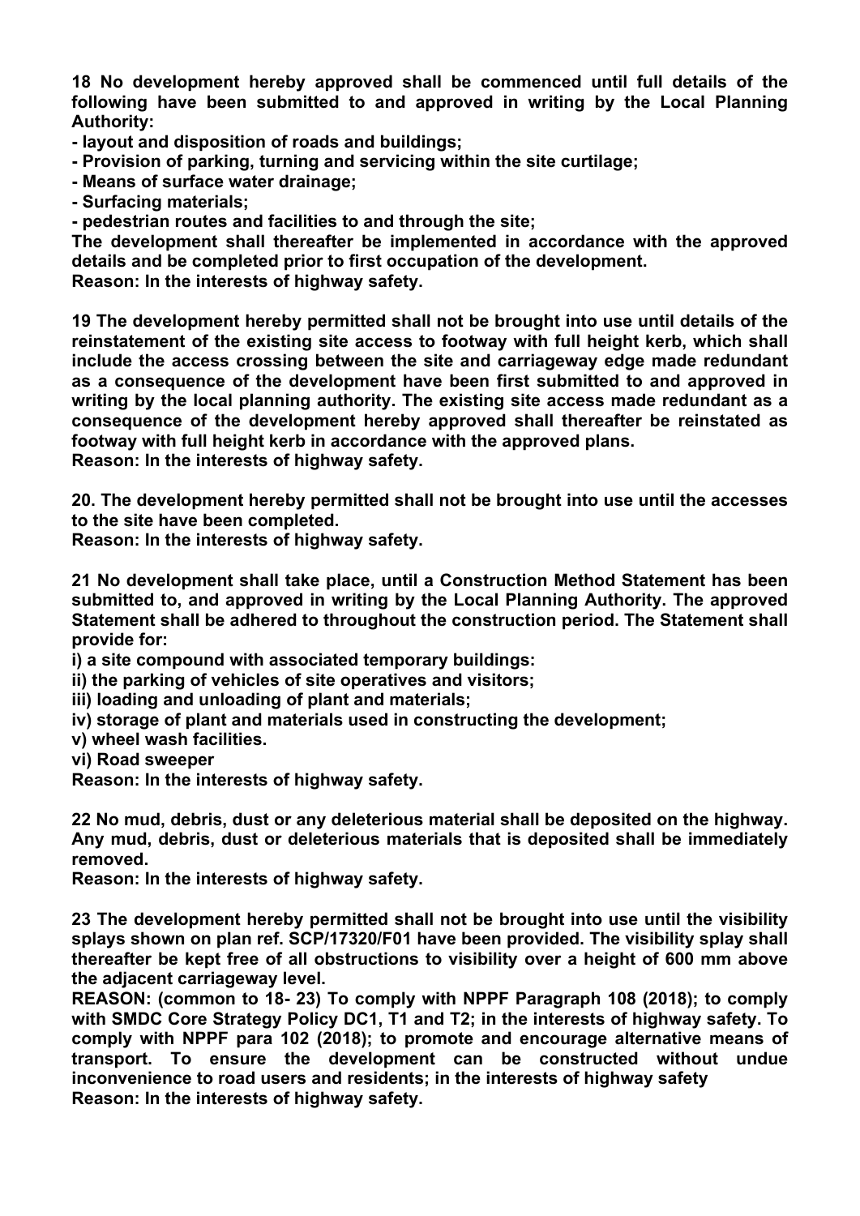**18 No development hereby approved shall be commenced until full details of the following have been submitted to and approved in writing by the Local Planning Authority:**

**- layout and disposition of roads and buildings;**
**- Provision of parking, turning and servicing within the site curtilage;**
**- Means of surface water drainage;**
**- Surfacing materials;**
**- pedestrian routes and facilities to and through the site;**

**The development shall thereafter be implemented in accordance with the approved details and be completed prior to first occupation of the development.**
**Reason: In the interests of highway safety.**

**19 The development hereby permitted shall not be brought into use until details of the reinstatement of the existing site access to footway with full height kerb, which shall include the access crossing between the site and carriageway edge made redundant as a consequence of the development have been first submitted to and approved in writing by the local planning authority. The existing site access made redundant as a consequence of the development hereby approved shall thereafter be reinstated as footway with full height kerb in accordance with the approved plans.**
**Reason: In the interests of highway safety.**

**20. The development hereby permitted shall not be brought into use until the accesses to the site have been completed.**
**Reason: In the interests of highway safety.**

**21 No development shall take place, until a Construction Method Statement has been submitted to, and approved in writing by the Local Planning Authority. The approved Statement shall be adhered to throughout the construction period. The Statement shall provide for:**

**i) a site compound with associated temporary buildings:**
**ii) the parking of vehicles of site operatives and visitors;**
**iii) loading and unloading of plant and materials;**
**iv) storage of plant and materials used in constructing the development;**
**v) wheel wash facilities.**
**vi) Road sweeper**

**Reason: In the interests of highway safety.**

**22 No mud, debris, dust or any deleterious material shall be deposited on the highway. Any mud, debris, dust or deleterious materials that is deposited shall be immediately removed.**
**Reason: In the interests of highway safety.**

**23 The development hereby permitted shall not be brought into use until the visibility splays shown on plan ref. SCP/17320/F01 have been provided. The visibility splay shall thereafter be kept free of all obstructions to visibility over a height of 600 mm above the adjacent carriageway level.**
**REASON: (common to 18- 23) To comply with NPPF Paragraph 108 (2018); to comply with SMDC Core Strategy Policy DC1, T1 and T2; in the interests of highway safety. To comply with NPPF para 102 (2018); to promote and encourage alternative means of transport. To ensure the development can be constructed without undue inconvenience to road users and residents; in the interests of highway safety**
**Reason: In the interests of highway safety.**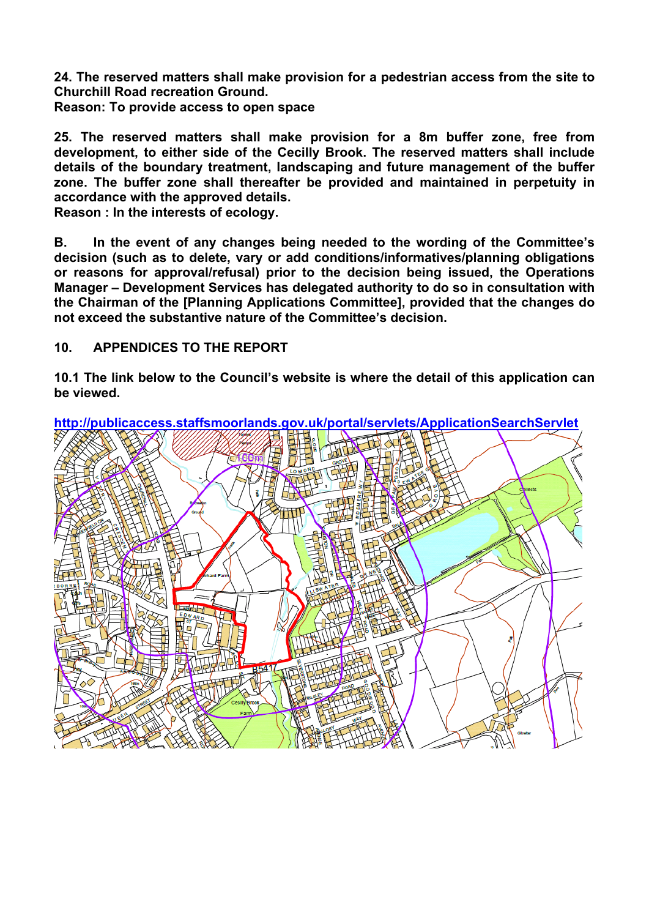**24. The reserved matters shall make provision for a pedestrian access from the site to Churchill Road recreation Ground.**
**Reason: To provide access to open space**

**25. The reserved matters shall make provision for a 8m buffer zone, free from development, to either side of the Cecilly Brook. The reserved matters shall include details of the boundary treatment, landscaping and future management of the buffer zone. The buffer zone shall thereafter be provided and maintained in perpetuity in accordance with the approved details.**
**Reason : In the interests of ecology.**

**B. In the event of any changes being needed to the wording of the Committee's decision (such as to delete, vary or add conditions/informatives/planning obligations or reasons for approval/refusal) prior to the decision being issued, the Operations Manager – Development Services has delegated authority to do so in consultation with the Chairman of the [Planning Applications Committee], provided that the changes do not exceed the substantive nature of the Committee's decision.**

## 10. APPENDICES TO THE REPORT

**10.1 The link below to the Council's website is where the detail of this application can be viewed.**

http://publicaccess.staffsmoorlands.gov.uk/portal/servlets/ApplicationSearchServlet